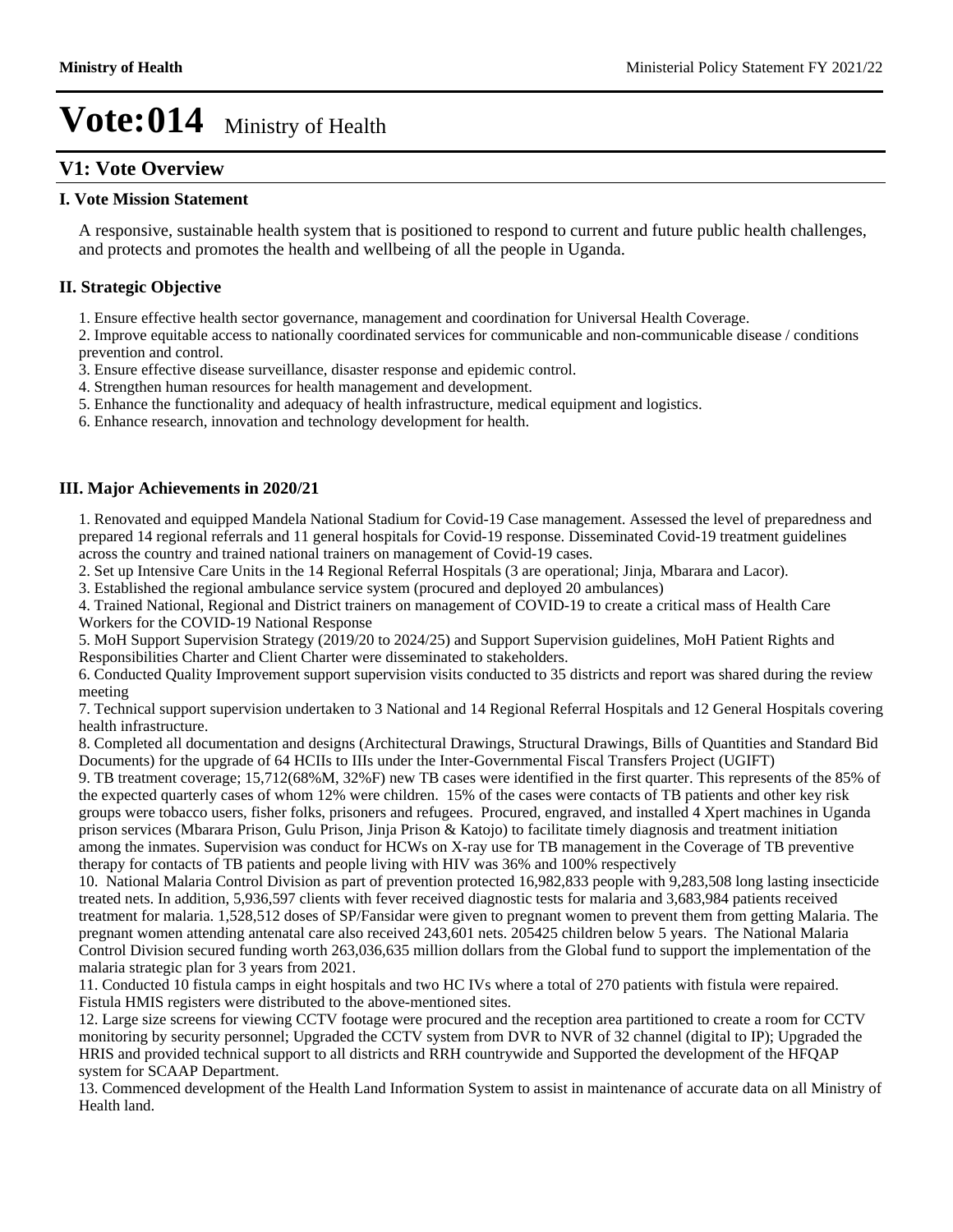# Vote:014 Ministry of Health

## V1: Vote Overview

### I. Vote Mission Statement

A responsive, sustainable health system that is positioned to respond to current and future public health challenges, and protects and promotes the health and wellbeing of all the people in Uganda.

### II. Strategic Objective

1. Ensure effective health sector governance, management and coordination for Universal Health Coverage.
2. Improve equitable access to nationally coordinated services for communicable and non-communicable disease / conditions prevention and control.
3. Ensure effective disease surveillance, disaster response and epidemic control.
4. Strengthen human resources for health management and development.
5. Enhance the functionality and adequacy of health infrastructure, medical equipment and logistics.
6. Enhance research, innovation and technology development for health.

### III. Major Achievements in 2020/21

1. Renovated and equipped Mandela National Stadium for Covid-19 Case management. Assessed the level of preparedness and prepared 14 regional referrals and 11 general hospitals for Covid-19 response. Disseminated Covid-19 treatment guidelines across the country and trained national trainers on management of Covid-19 cases.
2. Set up Intensive Care Units in the 14 Regional Referral Hospitals (3 are operational; Jinja, Mbarara and Lacor).
3. Established the regional ambulance service system (procured and deployed 20 ambulances)
4. Trained National, Regional and District trainers on management of COVID-19 to create a critical mass of Health Care Workers for the COVID-19 National Response
5. MoH Support Supervision Strategy (2019/20 to 2024/25) and Support Supervision guidelines, MoH Patient Rights and Responsibilities Charter and Client Charter were disseminated to stakeholders.
6. Conducted Quality Improvement support supervision visits conducted to 35 districts and report was shared during the review meeting
7. Technical support supervision undertaken to 3 National and 14 Regional Referral Hospitals and 12 General Hospitals covering health infrastructure.
8. Completed all documentation and designs (Architectural Drawings, Structural Drawings, Bills of Quantities and Standard Bid Documents) for the upgrade of 64 HCIIs to IIIs under the Inter-Governmental Fiscal Transfers Project (UGIFT)
9. TB treatment coverage; 15,712(68%M, 32%F) new TB cases were identified in the first quarter. This represents of the 85% of the expected quarterly cases of whom 12% were children. 15% of the cases were contacts of TB patients and other key risk groups were tobacco users, fisher folks, prisoners and refugees. Procured, engraved, and installed 4 Xpert machines in Uganda prison services (Mbarara Prison, Gulu Prison, Jinja Prison & Katojo) to facilitate timely diagnosis and treatment initiation among the inmates. Supervision was conduct for HCWs on X-ray use for TB management in the Coverage of TB preventive therapy for contacts of TB patients and people living with HIV was 36% and 100% respectively
10. National Malaria Control Division as part of prevention protected 16,982,833 people with 9,283,508 long lasting insecticide treated nets. In addition, 5,936,597 clients with fever received diagnostic tests for malaria and 3,683,984 patients received treatment for malaria. 1,528,512 doses of SP/Fansidar were given to pregnant women to prevent them from getting Malaria. The pregnant women attending antenatal care also received 243,601 nets. 205425 children below 5 years. The National Malaria Control Division secured funding worth 263,036,635 million dollars from the Global fund to support the implementation of the malaria strategic plan for 3 years from 2021.
11. Conducted 10 fistula camps in eight hospitals and two HC IVs where a total of 270 patients with fistula were repaired. Fistula HMIS registers were distributed to the above-mentioned sites.
12. Large size screens for viewing CCTV footage were procured and the reception area partitioned to create a room for CCTV monitoring by security personnel; Upgraded the CCTV system from DVR to NVR of 32 channel (digital to IP); Upgraded the HRIS and provided technical support to all districts and RRH countrywide and Supported the development of the HFQAP system for SCAAP Department.
13. Commenced development of the Health Land Information System to assist in maintenance of accurate data on all Ministry of Health land.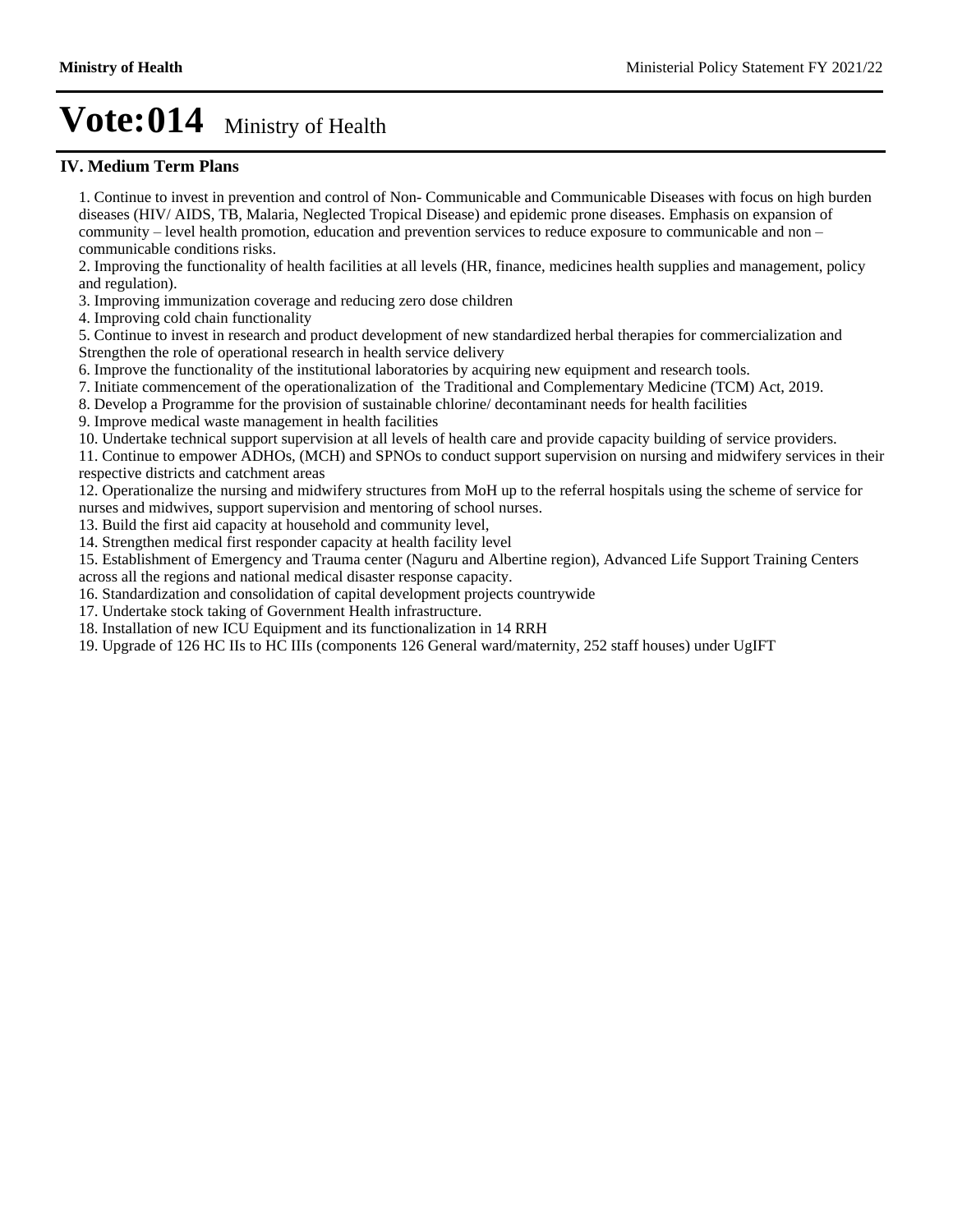# Vote:014 Ministry of Health

## IV. Medium Term Plans

1. Continue to invest in prevention and control of Non- Communicable and Communicable Diseases with focus on high burden diseases (HIV/ AIDS, TB, Malaria, Neglected Tropical Disease) and epidemic prone diseases. Emphasis on expansion of community – level health promotion, education and prevention services to reduce exposure to communicable and non – communicable conditions risks.
2. Improving the functionality of health facilities at all levels (HR, finance, medicines health supplies and management, policy and regulation).
3. Improving immunization coverage and reducing zero dose children
4. Improving cold chain functionality
5. Continue to invest in research and product development of new standardized herbal therapies for commercialization and Strengthen the role of operational research in health service delivery
6. Improve the functionality of the institutional laboratories by acquiring new equipment and research tools.
7. Initiate commencement of the operationalization of the Traditional and Complementary Medicine (TCM) Act, 2019.
8. Develop a Programme for the provision of sustainable chlorine/ decontaminant needs for health facilities
9. Improve medical waste management in health facilities
10. Undertake technical support supervision at all levels of health care and provide capacity building of service providers.
11. Continue to empower ADHOs, (MCH) and SPNOs to conduct support supervision on nursing and midwifery services in their respective districts and catchment areas
12. Operationalize the nursing and midwifery structures from MoH up to the referral hospitals using the scheme of service for nurses and midwives, support supervision and mentoring of school nurses.
13. Build the first aid capacity at household and community level,
14. Strengthen medical first responder capacity at health facility level
15. Establishment of Emergency and Trauma center (Naguru and Albertine region), Advanced Life Support Training Centers across all the regions and national medical disaster response capacity.
16. Standardization and consolidation of capital development projects countrywide
17. Undertake stock taking of Government Health infrastructure.
18. Installation of new ICU Equipment and its functionalization in 14 RRH
19. Upgrade of 126 HC IIs to HC IIIs (components 126 General ward/maternity, 252 staff houses) under UgIFT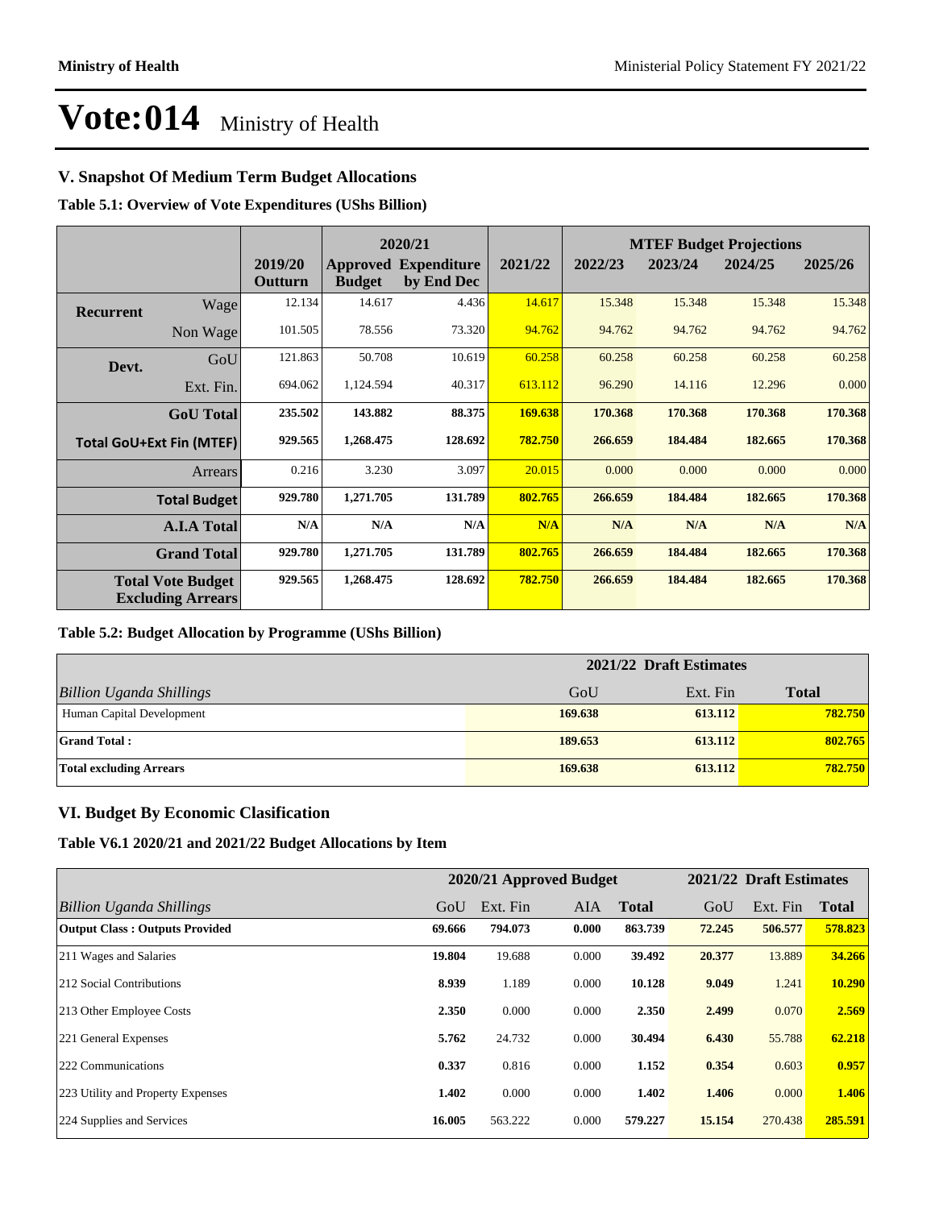# Vote:014 Ministry of Health

## V. Snapshot Of Medium Term Budget Allocations

**Table 5.1: Overview of Vote Expenditures (UShs Billion)**

| | | 2019/20 Outturn | 2020/21 Approved Budget | 2020/21 Expenditure by End Dec | 2021/22 | MTEF Budget Projections 2022/23 | 2023/24 | 2024/25 | 2025/26 |
|---|---|---|---|---|---|---|---|---|---|
| Recurrent | Wage | 12.134 | 14.617 | 4.436 | 14.617 | 15.348 | 15.348 | 15.348 | 15.348 |
| | Non Wage | 101.505 | 78.556 | 73.320 | 94.762 | 94.762 | 94.762 | 94.762 | 94.762 |
| Devt. | GoU | 121.863 | 50.708 | 10.619 | 60.258 | 60.258 | 60.258 | 60.258 | 60.258 |
| | Ext. Fin. | 694.062 | 1,124.594 | 40.317 | 613.112 | 96.290 | 14.116 | 12.296 | 0.000 |
| | **GoU Total** | **235.502** | **143.882** | **88.375** | **169.638** | **170.368** | **170.368** | **170.368** | **170.368** |
| **Total GoU+Ext Fin (MTEF)** | | **929.565** | **1,268.475** | **128.692** | **782.750** | **266.659** | **184.484** | **182.665** | **170.368** |
| | Arrears | 0.216 | 3.230 | 3.097 | 20.015 | 0.000 | 0.000 | 0.000 | 0.000 |
| | **Total Budget** | **929.780** | **1,271.705** | **131.789** | **802.765** | **266.659** | **184.484** | **182.665** | **170.368** |
| | **A.I.A Total** | **N/A** | **N/A** | **N/A** | **N/A** | **N/A** | **N/A** | **N/A** | **N/A** |
| | **Grand Total** | **929.780** | **1,271.705** | **131.789** | **802.765** | **266.659** | **184.484** | **182.665** | **170.368** |
| | **Total Vote Budget Excluding Arrears** | **929.565** | **1,268.475** | **128.692** | **782.750** | **266.659** | **184.484** | **182.665** | **170.368** |

**Table 5.2: Budget Allocation by Programme (UShs Billion)**

| | 2021/22 Draft Estimates | | |
|---|---|---|---|
| *Billion Uganda Shillings* | GoU | Ext. Fin | **Total** |
| Human Capital Development | **169.638** | **613.112** | **782.750** |
| **Grand Total :** | **189.653** | **613.112** | **802.765** |
| **Total excluding Arrears** | **169.638** | **613.112** | **782.750** |

## VI. Budget By Economic Clasification

**Table V6.1 2020/21 and 2021/22 Budget Allocations by Item**

| | 2020/21 Approved Budget | | | | 2021/22 Draft Estimates | | |
|---|---|---|---|---|---|---|---|
| *Billion Uganda Shillings* | GoU | Ext. Fin | AIA | **Total** | GoU | Ext. Fin | **Total** |
| **Output Class : Outputs Provided** | **69.666** | **794.073** | **0.000** | **863.739** | **72.245** | **506.577** | **578.823** |
| 211 Wages and Salaries | **19.804** | 19.688 | 0.000 | **39.492** | **20.377** | 13.889 | **34.266** |
| 212 Social Contributions | **8.939** | 1.189 | 0.000 | **10.128** | **9.049** | 1.241 | **10.290** |
| 213 Other Employee Costs | **2.350** | 0.000 | 0.000 | **2.350** | **2.499** | 0.070 | **2.569** |
| 221 General Expenses | **5.762** | 24.732 | 0.000 | **30.494** | **6.430** | 55.788 | **62.218** |
| 222 Communications | **0.337** | 0.816 | 0.000 | **1.152** | **0.354** | 0.603 | **0.957** |
| 223 Utility and Property Expenses | **1.402** | 0.000 | 0.000 | **1.402** | **1.406** | 0.000 | **1.406** |
| 224 Supplies and Services | **16.005** | 563.222 | 0.000 | **579.227** | **15.154** | 270.438 | **285.591** |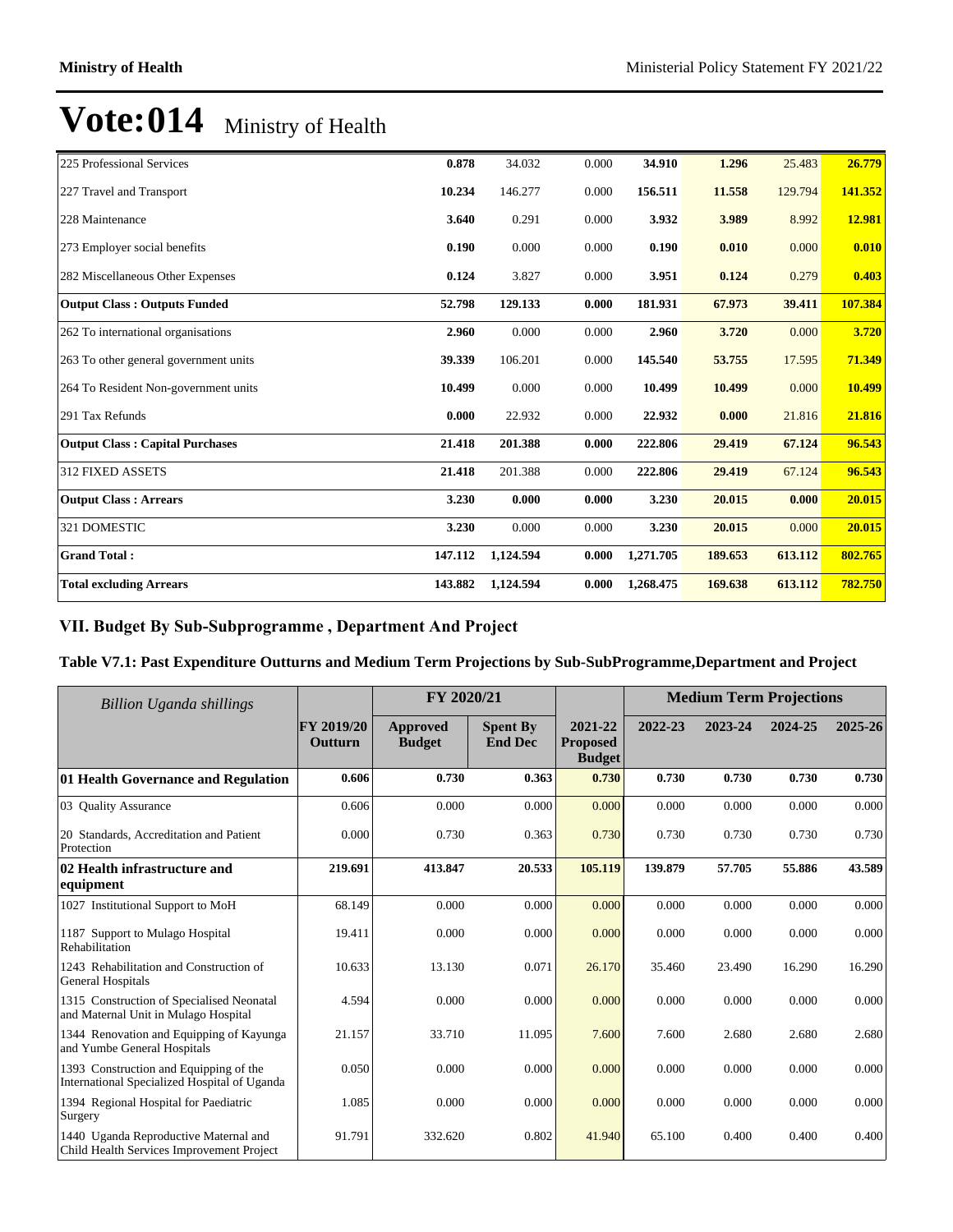# Vote:014 Ministry of Health

| | | | | | | | |
|---|---|---|---|---|---|---|---|
| 225 Professional Services | **0.878** | 34.032 | 0.000 | **34.910** | **1.296** | 25.483 | **26.779** |
| 227 Travel and Transport | **10.234** | 146.277 | 0.000 | **156.511** | **11.558** | 129.794 | **141.352** |
| 228 Maintenance | **3.640** | 0.291 | 0.000 | **3.932** | **3.989** | 8.992 | **12.981** |
| 273 Employer social benefits | **0.190** | 0.000 | 0.000 | **0.190** | **0.010** | 0.000 | **0.010** |
| 282 Miscellaneous Other Expenses | **0.124** | 3.827 | 0.000 | **3.951** | **0.124** | 0.279 | **0.403** |
| **Output Class : Outputs Funded** | **52.798** | **129.133** | **0.000** | **181.931** | **67.973** | **39.411** | **107.384** |
| 262 To international organisations | **2.960** | 0.000 | 0.000 | **2.960** | **3.720** | 0.000 | **3.720** |
| 263 To other general government units | **39.339** | 106.201 | 0.000 | **145.540** | **53.755** | 17.595 | **71.349** |
| 264 To Resident Non-government units | **10.499** | 0.000 | 0.000 | **10.499** | **10.499** | 0.000 | **10.499** |
| 291 Tax Refunds | **0.000** | 22.932 | 0.000 | **22.932** | **0.000** | 21.816 | **21.816** |
| **Output Class : Capital Purchases** | **21.418** | **201.388** | **0.000** | **222.806** | **29.419** | **67.124** | **96.543** |
| 312 FIXED ASSETS | **21.418** | 201.388 | 0.000 | **222.806** | **29.419** | 67.124 | **96.543** |
| **Output Class : Arrears** | **3.230** | **0.000** | **0.000** | **3.230** | **20.015** | **0.000** | **20.015** |
| 321 DOMESTIC | **3.230** | 0.000 | 0.000 | **3.230** | **20.015** | 0.000 | **20.015** |
| **Grand Total :** | **147.112** | **1,124.594** | **0.000** | **1,271.705** | **189.653** | **613.112** | **802.765** |
| **Total excluding Arrears** | **143.882** | **1,124.594** | **0.000** | **1,268.475** | **169.638** | **613.112** | **782.750** |

## VII. Budget By Sub-Subprogramme , Department And Project

### Table V7.1: Past Expenditure Outturns and Medium Term Projections by Sub-SubProgramme,Department and Project

| *Billion Uganda shillings* | | FY 2020/21 | | | Medium Term Projections | | | |
|---|---|---|---|---|---|---|---|---|
| | **FY 2019/20 Outturn** | **Approved Budget** | **Spent By End Dec** | **2021-22 Proposed Budget** | **2022-23** | **2023-24** | **2024-25** | **2025-26** |
| **01 Health Governance and Regulation** | **0.606** | **0.730** | **0.363** | **0.730** | **0.730** | **0.730** | **0.730** | **0.730** |
| 03 Quality Assurance | 0.606 | 0.000 | 0.000 | 0.000 | 0.000 | 0.000 | 0.000 | 0.000 |
| 20 Standards, Accreditation and Patient Protection | 0.000 | 0.730 | 0.363 | 0.730 | 0.730 | 0.730 | 0.730 | 0.730 |
| **02 Health infrastructure and equipment** | **219.691** | **413.847** | **20.533** | **105.119** | **139.879** | **57.705** | **55.886** | **43.589** |
| 1027 Institutional Support to MoH | 68.149 | 0.000 | 0.000 | 0.000 | 0.000 | 0.000 | 0.000 | 0.000 |
| 1187 Support to Mulago Hospital Rehabilitation | 19.411 | 0.000 | 0.000 | 0.000 | 0.000 | 0.000 | 0.000 | 0.000 |
| 1243 Rehabilitation and Construction of General Hospitals | 10.633 | 13.130 | 0.071 | 26.170 | 35.460 | 23.490 | 16.290 | 16.290 |
| 1315 Construction of Specialised Neonatal and Maternal Unit in Mulago Hospital | 4.594 | 0.000 | 0.000 | 0.000 | 0.000 | 0.000 | 0.000 | 0.000 |
| 1344 Renovation and Equipping of Kayunga and Yumbe General Hospitals | 21.157 | 33.710 | 11.095 | 7.600 | 7.600 | 2.680 | 2.680 | 2.680 |
| 1393 Construction and Equipping of the International Specialized Hospital of Uganda | 0.050 | 0.000 | 0.000 | 0.000 | 0.000 | 0.000 | 0.000 | 0.000 |
| 1394 Regional Hospital for Paediatric Surgery | 1.085 | 0.000 | 0.000 | 0.000 | 0.000 | 0.000 | 0.000 | 0.000 |
| 1440 Uganda Reproductive Maternal and Child Health Services Improvement Project | 91.791 | 332.620 | 0.802 | 41.940 | 65.100 | 0.400 | 0.400 | 0.400 |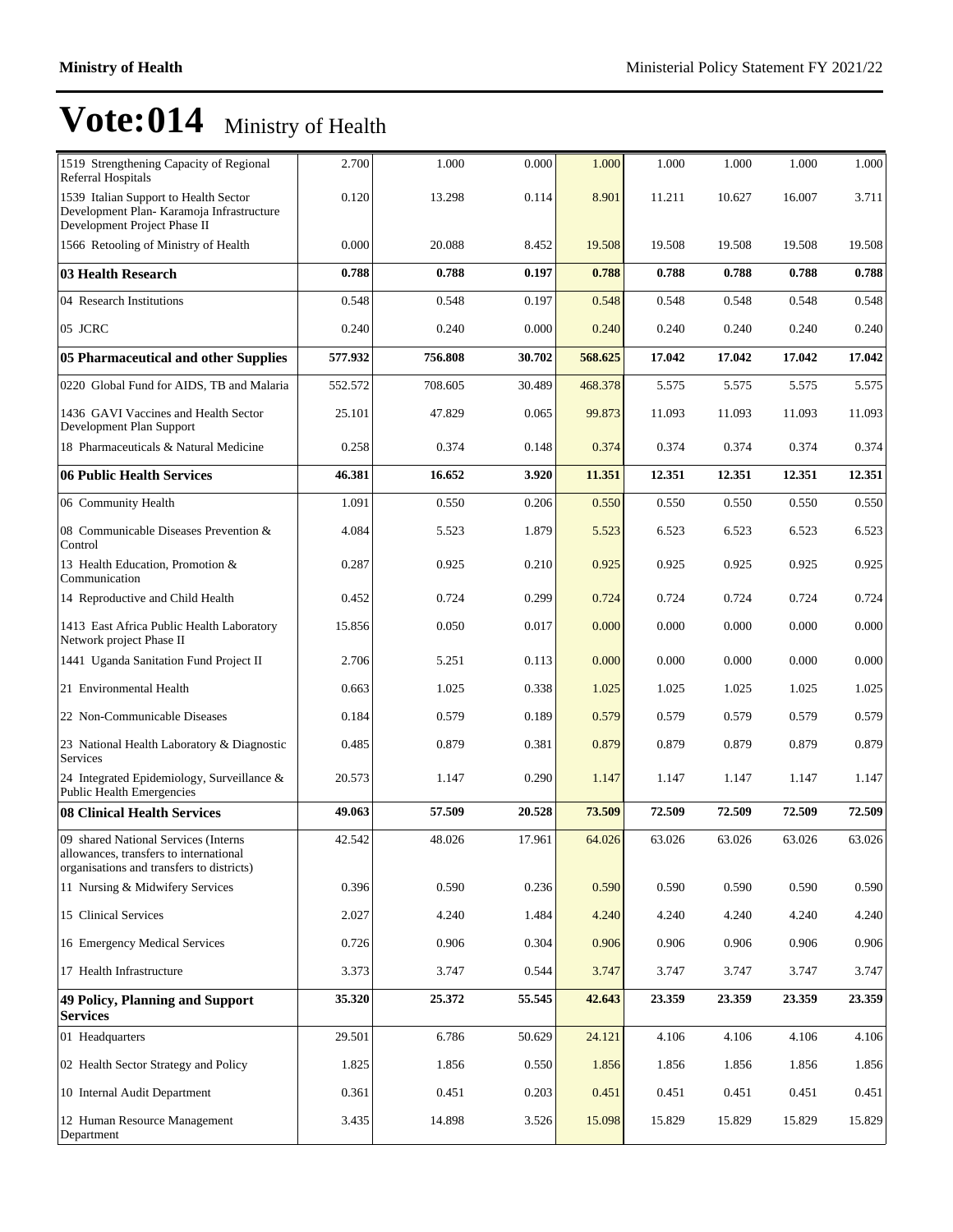# Vote:014 Ministry of Health

| | | | | | | | | |
|---|---|---|---|---|---|---|---|---|
| 1519 Strengthening Capacity of Regional Referral Hospitals | 2.700 | 1.000 | 0.000 | 1.000 | 1.000 | 1.000 | 1.000 | 1.000 |
| 1539 Italian Support to Health Sector Development Plan- Karamoja Infrastructure Development Project Phase II | 0.120 | 13.298 | 0.114 | 8.901 | 11.211 | 10.627 | 16.007 | 3.711 |
| 1566 Retooling of Ministry of Health | 0.000 | 20.088 | 8.452 | 19.508 | 19.508 | 19.508 | 19.508 | 19.508 |
| **03 Health Research** | **0.788** | **0.788** | **0.197** | **0.788** | **0.788** | **0.788** | **0.788** | **0.788** |
| 04 Research Institutions | 0.548 | 0.548 | 0.197 | 0.548 | 0.548 | 0.548 | 0.548 | 0.548 |
| 05 JCRC | 0.240 | 0.240 | 0.000 | 0.240 | 0.240 | 0.240 | 0.240 | 0.240 |
| **05 Pharmaceutical and other Supplies** | **577.932** | **756.808** | **30.702** | **568.625** | **17.042** | **17.042** | **17.042** | **17.042** |
| 0220 Global Fund for AIDS, TB and Malaria | 552.572 | 708.605 | 30.489 | 468.378 | 5.575 | 5.575 | 5.575 | 5.575 |
| 1436 GAVI Vaccines and Health Sector Development Plan Support | 25.101 | 47.829 | 0.065 | 99.873 | 11.093 | 11.093 | 11.093 | 11.093 |
| 18 Pharmaceuticals & Natural Medicine | 0.258 | 0.374 | 0.148 | 0.374 | 0.374 | 0.374 | 0.374 | 0.374 |
| **06 Public Health Services** | **46.381** | **16.652** | **3.920** | **11.351** | **12.351** | **12.351** | **12.351** | **12.351** |
| 06 Community Health | 1.091 | 0.550 | 0.206 | 0.550 | 0.550 | 0.550 | 0.550 | 0.550 |
| 08 Communicable Diseases Prevention & Control | 4.084 | 5.523 | 1.879 | 5.523 | 6.523 | 6.523 | 6.523 | 6.523 |
| 13 Health Education, Promotion & Communication | 0.287 | 0.925 | 0.210 | 0.925 | 0.925 | 0.925 | 0.925 | 0.925 |
| 14 Reproductive and Child Health | 0.452 | 0.724 | 0.299 | 0.724 | 0.724 | 0.724 | 0.724 | 0.724 |
| 1413 East Africa Public Health Laboratory Network project Phase II | 15.856 | 0.050 | 0.017 | 0.000 | 0.000 | 0.000 | 0.000 | 0.000 |
| 1441 Uganda Sanitation Fund Project II | 2.706 | 5.251 | 0.113 | 0.000 | 0.000 | 0.000 | 0.000 | 0.000 |
| 21 Environmental Health | 0.663 | 1.025 | 0.338 | 1.025 | 1.025 | 1.025 | 1.025 | 1.025 |
| 22 Non-Communicable Diseases | 0.184 | 0.579 | 0.189 | 0.579 | 0.579 | 0.579 | 0.579 | 0.579 |
| 23 National Health Laboratory & Diagnostic Services | 0.485 | 0.879 | 0.381 | 0.879 | 0.879 | 0.879 | 0.879 | 0.879 |
| 24 Integrated Epidemiology, Surveillance & Public Health Emergencies | 20.573 | 1.147 | 0.290 | 1.147 | 1.147 | 1.147 | 1.147 | 1.147 |
| **08 Clinical Health Services** | **49.063** | **57.509** | **20.528** | **73.509** | **72.509** | **72.509** | **72.509** | **72.509** |
| 09 shared National Services (Interns allowances, transfers to international organisations and transfers to districts) | 42.542 | 48.026 | 17.961 | 64.026 | 63.026 | 63.026 | 63.026 | 63.026 |
| 11 Nursing & Midwifery Services | 0.396 | 0.590 | 0.236 | 0.590 | 0.590 | 0.590 | 0.590 | 0.590 |
| 15 Clinical Services | 2.027 | 4.240 | 1.484 | 4.240 | 4.240 | 4.240 | 4.240 | 4.240 |
| 16 Emergency Medical Services | 0.726 | 0.906 | 0.304 | 0.906 | 0.906 | 0.906 | 0.906 | 0.906 |
| 17 Health Infrastructure | 3.373 | 3.747 | 0.544 | 3.747 | 3.747 | 3.747 | 3.747 | 3.747 |
| **49 Policy, Planning and Support Services** | **35.320** | **25.372** | **55.545** | **42.643** | **23.359** | **23.359** | **23.359** | **23.359** |
| 01 Headquarters | 29.501 | 6.786 | 50.629 | 24.121 | 4.106 | 4.106 | 4.106 | 4.106 |
| 02 Health Sector Strategy and Policy | 1.825 | 1.856 | 0.550 | 1.856 | 1.856 | 1.856 | 1.856 | 1.856 |
| 10 Internal Audit Department | 0.361 | 0.451 | 0.203 | 0.451 | 0.451 | 0.451 | 0.451 | 0.451 |
| 12 Human Resource Management Department | 3.435 | 14.898 | 3.526 | 15.098 | 15.829 | 15.829 | 15.829 | 15.829 |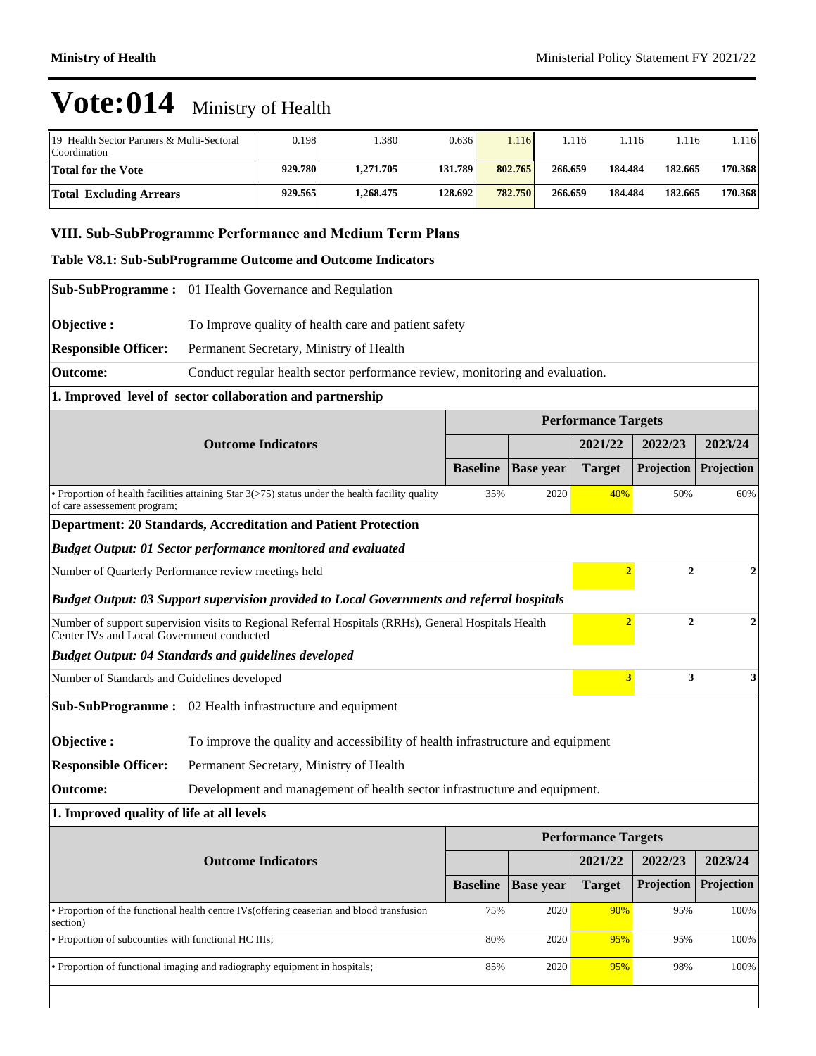# Vote:014 Ministry of Health

| | | | | | | | | |
|---|---|---|---|---|---|---|---|---|
| 19 Health Sector Partners & Multi-Sectoral Coordination | 0.198 | 1.380 | 0.636 | 1.116 | 1.116 | 1.116 | 1.116 | 1.116 |
| **Total for the Vote** | **929.780** | **1,271.705** | **131.789** | **802.765** | **266.659** | **184.484** | **182.665** | **170.368** |
| **Total Excluding Arrears** | **929.565** | **1,268.475** | **128.692** | **782.750** | **266.659** | **184.484** | **182.665** | **170.368** |

## VIII. Sub-SubProgramme Performance and Medium Term Plans

### Table V8.1: Sub-SubProgramme Outcome and Outcome Indicators

**Sub-SubProgramme :** 01 Health Governance and Regulation

**Objective :** To Improve quality of health care and patient safety

**Responsible Officer:** Permanent Secretary, Ministry of Health

**Outcome:** Conduct regular health sector performance review, monitoring and evaluation.

**1. Improved level of sector collaboration and partnership**

| Outcome Indicators | Performance Targets | | | | |
|---|---|---|---|---|---|
| | | | 2021/22 | 2022/23 | 2023/24 |
| | Baseline | Base year | Target | Projection | Projection |
| • Proportion of health facilities attaining Star 3(>75) status under the health facility quality of care assessement program; | 35% | 2020 | 40% | 50% | 60% |

**Department: 20 Standards, Accreditation and Patient Protection**

***Budget Output: 01 Sector performance monitored and evaluated***

| | 2021/22 | 2022/23 | 2023/24 |
|---|---|---|---|
| Number of Quarterly Performance review meetings held | 2 | 2 | 2 |

***Budget Output: 03 Support supervision provided to Local Governments and referral hospitals***

| | 2021/22 | 2022/23 | 2023/24 |
|---|---|---|---|
| Number of support supervision visits to Regional Referral Hospitals (RRHs), General Hospitals Health Center IVs and Local Government conducted | 2 | 2 | 2 |

***Budget Output: 04 Standards and guidelines developed***

| | 2021/22 | 2022/23 | 2023/24 |
|---|---|---|---|
| Number of Standards and Guidelines developed | 3 | 3 | 3 |

**Sub-SubProgramme :** 02 Health infrastructure and equipment

**Objective :** To improve the quality and accessibility of health infrastructure and equipment

**Responsible Officer:** Permanent Secretary, Ministry of Health

**Outcome:** Development and management of health sector infrastructure and equipment.

**1. Improved quality of life at all levels**

| Outcome Indicators | Performance Targets | | | | |
|---|---|---|---|---|---|
| | | | 2021/22 | 2022/23 | 2023/24 |
| | Baseline | Base year | Target | Projection | Projection |
| • Proportion of the functional health centre IVs(offering ceaserian and blood transfusion section) | 75% | 2020 | 90% | 95% | 100% |
| • Proportion of subcounties with functional HC IIIs; | 80% | 2020 | 95% | 95% | 100% |
| • Proportion of functional imaging and radiography equipment in hospitals; | 85% | 2020 | 95% | 98% | 100% |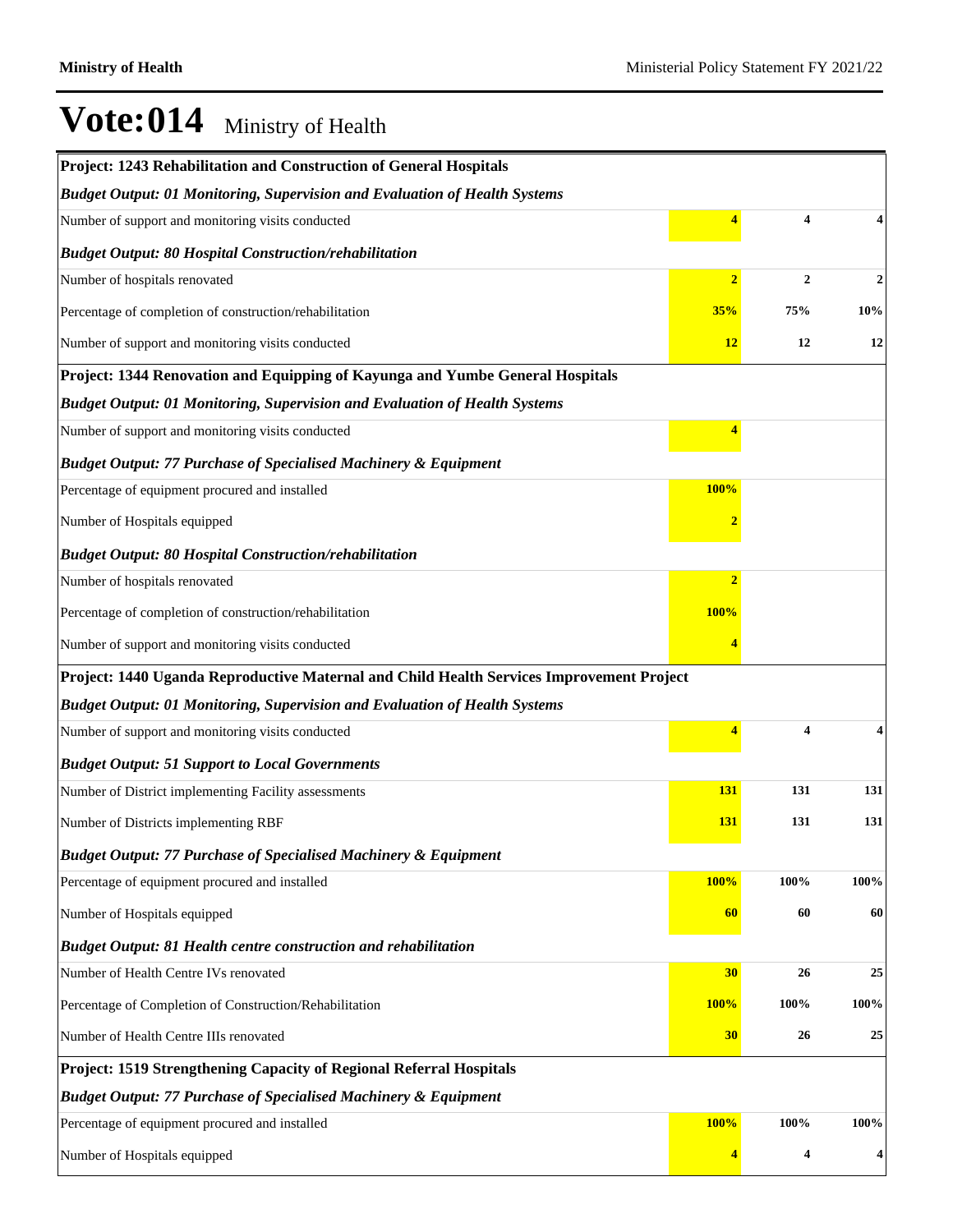# Vote:014 Ministry of Health

| | | | |
|---|---|---|---|
| **Project: 1243 Rehabilitation and Construction of General Hospitals** | | | |
| ***Budget Output: 01 Monitoring, Supervision and Evaluation of Health Systems*** | | | |
| Number of support and monitoring visits conducted | **4** | **4** | **4** |
| ***Budget Output: 80 Hospital Construction/rehabilitation*** | | | |
| Number of hospitals renovated | **2** | **2** | **2** |
| Percentage of completion of construction/rehabilitation | **35%** | **75%** | **10%** |
| Number of support and monitoring visits conducted | **12** | **12** | **12** |
| **Project: 1344 Renovation and Equipping of Kayunga and Yumbe General Hospitals** | | | |
| ***Budget Output: 01 Monitoring, Supervision and Evaluation of Health Systems*** | | | |
| Number of support and monitoring visits conducted | **4** | | |
| ***Budget Output: 77 Purchase of Specialised Machinery & Equipment*** | | | |
| Percentage of equipment procured and installed | **100%** | | |
| Number of Hospitals equipped | **2** | | |
| ***Budget Output: 80 Hospital Construction/rehabilitation*** | | | |
| Number of hospitals renovated | **2** | | |
| Percentage of completion of construction/rehabilitation | **100%** | | |
| Number of support and monitoring visits conducted | **4** | | |
| **Project: 1440 Uganda Reproductive Maternal and Child Health Services Improvement Project** | | | |
| ***Budget Output: 01 Monitoring, Supervision and Evaluation of Health Systems*** | | | |
| Number of support and monitoring visits conducted | **4** | **4** | **4** |
| ***Budget Output: 51 Support to Local Governments*** | | | |
| Number of District implementing Facility assessments | **131** | **131** | **131** |
| Number of Districts implementing RBF | **131** | **131** | **131** |
| ***Budget Output: 77 Purchase of Specialised Machinery & Equipment*** | | | |
| Percentage of equipment procured and installed | **100%** | **100%** | **100%** |
| Number of Hospitals equipped | **60** | **60** | **60** |
| ***Budget Output: 81 Health centre construction and rehabilitation*** | | | |
| Number of Health Centre IVs renovated | **30** | **26** | **25** |
| Percentage of Completion of Construction/Rehabilitation | **100%** | **100%** | **100%** |
| Number of Health Centre IIIs renovated | **30** | **26** | **25** |
| **Project: 1519 Strengthening Capacity of Regional Referral Hospitals** | | | |
| ***Budget Output: 77 Purchase of Specialised Machinery & Equipment*** | | | |
| Percentage of equipment procured and installed | **100%** | **100%** | **100%** |
| Number of Hospitals equipped | **4** | **4** | **4** |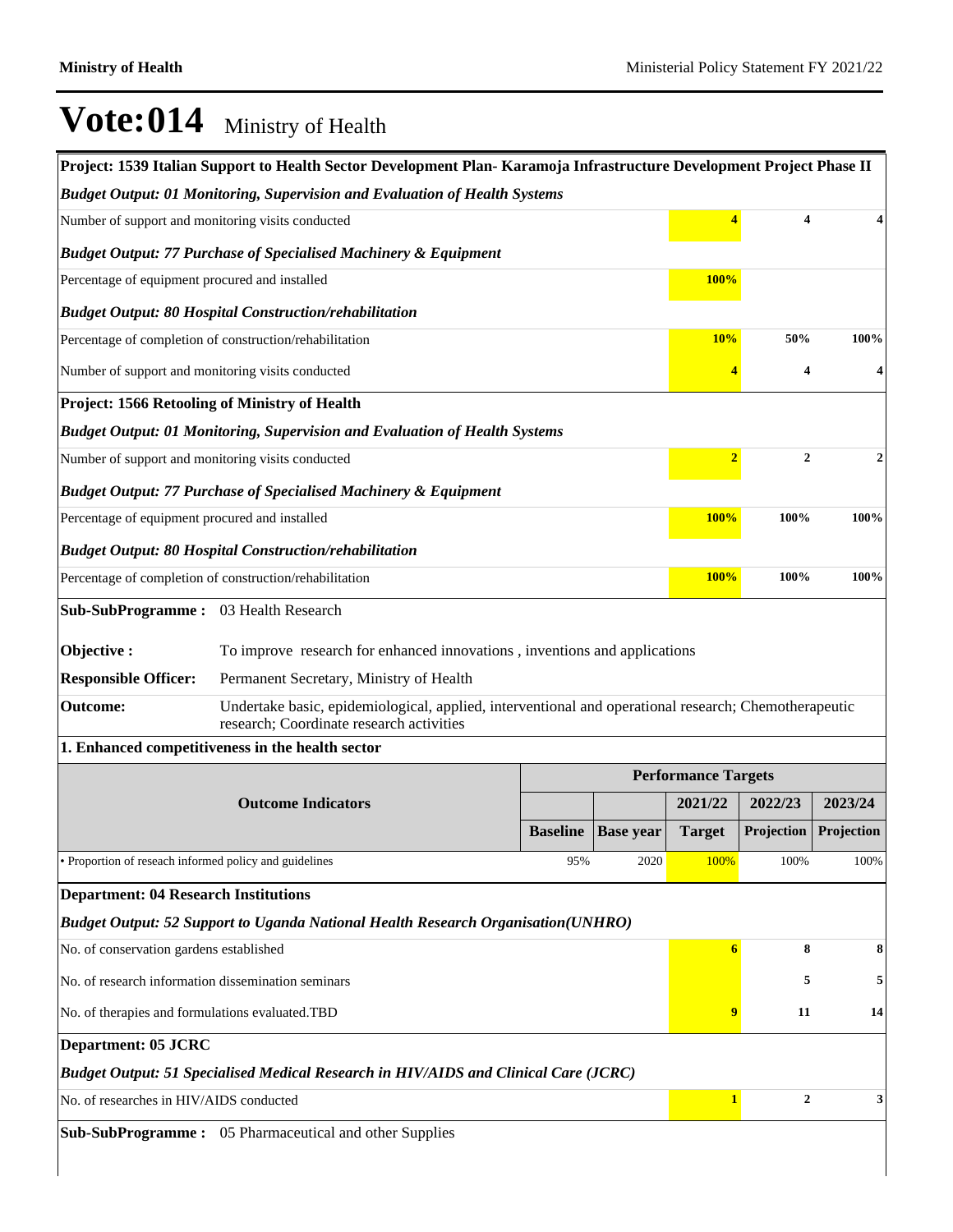# Vote:014 Ministry of Health

**Project: 1539 Italian Support to Health Sector Development Plan- Karamoja Infrastructure Development Project Phase II**

*Budget Output: 01 Monitoring, Supervision and Evaluation of Health Systems*

| Indicator | 2021/22 Target | 2022/23 Projection | 2023/24 Projection |
|---|---|---|---|
| Number of support and monitoring visits conducted | 4 | 4 | 4 |

*Budget Output: 77 Purchase of Specialised Machinery & Equipment*

| Indicator | 2021/22 Target | 2022/23 Projection | 2023/24 Projection |
|---|---|---|---|
| Percentage of equipment procured and installed | 100% | | |

*Budget Output: 80 Hospital Construction/rehabilitation*

| Indicator | 2021/22 Target | 2022/23 Projection | 2023/24 Projection |
|---|---|---|---|
| Percentage of completion of construction/rehabilitation | 10% | 50% | 100% |
| Number of support and monitoring visits conducted | 4 | 4 | 4 |

**Project: 1566 Retooling of Ministry of Health**

*Budget Output: 01 Monitoring, Supervision and Evaluation of Health Systems*

| Indicator | 2021/22 Target | 2022/23 Projection | 2023/24 Projection |
|---|---|---|---|
| Number of support and monitoring visits conducted | 2 | 2 | 2 |

*Budget Output: 77 Purchase of Specialised Machinery & Equipment*

| Indicator | 2021/22 Target | 2022/23 Projection | 2023/24 Projection |
|---|---|---|---|
| Percentage of equipment procured and installed | 100% | 100% | 100% |

*Budget Output: 80 Hospital Construction/rehabilitation*

| Indicator | 2021/22 Target | 2022/23 Projection | 2023/24 Projection |
|---|---|---|---|
| Percentage of completion of construction/rehabilitation | 100% | 100% | 100% |

**Sub-SubProgramme :** 03 Health Research

**Objective :** To improve research for enhanced innovations , inventions and applications

**Responsible Officer:** Permanent Secretary, Ministry of Health

**Outcome:** Undertake basic, epidemiological, applied, interventional and operational research; Chemotherapeutic research; Coordinate research activities

**1. Enhanced competitiveness in the health sector**

| Outcome Indicators | Performance Targets | | | | |
|---|---|---|---|---|---|
| | | | 2021/22 | 2022/23 | 2023/24 |
| | Baseline | Base year | Target | Projection | Projection |
| • Proportion of reseach informed policy and guidelines | 95% | 2020 | 100% | 100% | 100% |

**Department: 04 Research Institutions**

*Budget Output: 52 Support to Uganda National Health Research Organisation(UNHRO)*

| Indicator | 2021/22 Target | 2022/23 Projection | 2023/24 Projection |
|---|---|---|---|
| No. of conservation gardens established | 6 | 8 | 8 |
| No. of research information dissemination seminars | | 5 | 5 |
| No. of therapies and formulations evaluated.TBD | 9 | 11 | 14 |

**Department: 05 JCRC**

*Budget Output: 51 Specialised Medical Research in HIV/AIDS and Clinical Care (JCRC)*

| Indicator | 2021/22 Target | 2022/23 Projection | 2023/24 Projection |
|---|---|---|---|
| No. of researches in HIV/AIDS conducted | 1 | 2 | 3 |

**Sub-SubProgramme :** 05 Pharmaceutical and other Supplies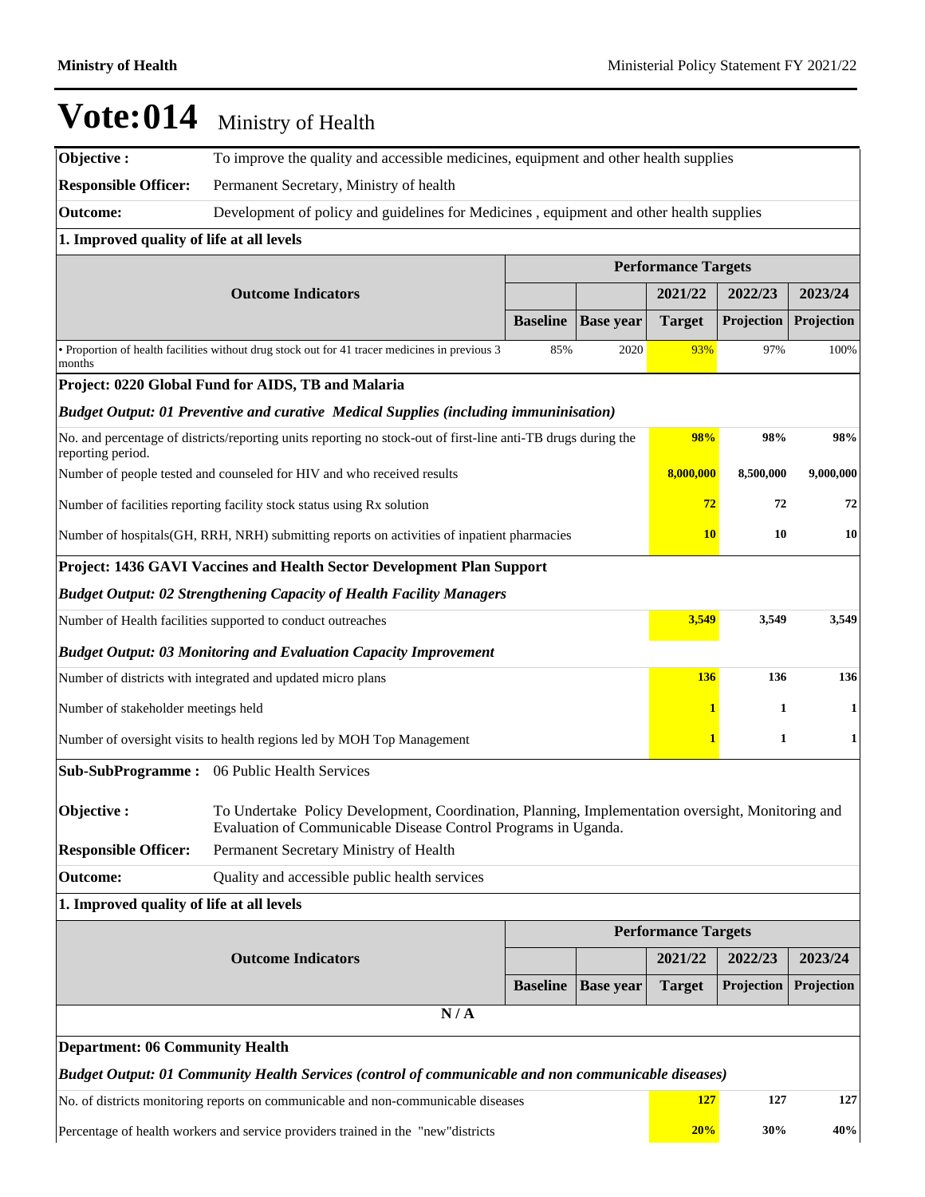# Vote:014 Ministry of Health

| | |
|---|---|
| **Objective :** | To improve the quality and accessible medicines, equipment and other health supplies |
| **Responsible Officer:** | Permanent Secretary, Ministry of health |
| **Outcome:** | Development of policy and guidelines for Medicines , equipment and other health supplies |

**1. Improved quality of life at all levels**

| Outcome Indicators | Performance Targets | | | | |
|---|---|---|---|---|---|
| | | | 2021/22 | 2022/23 | 2023/24 |
| | Baseline | Base year | Target | Projection | Projection |
| • Proportion of health facilities without drug stock out for 41 tracer medicines in previous 3 months | 85% | 2020 | 93% | 97% | 100% |

**Project: 0220 Global Fund for AIDS, TB and Malaria**

***Budget Output: 01 Preventive and curative Medical Supplies (including immunisation)***

| | 2021/22 | 2022/23 | 2023/24 |
|---|---|---|---|
| No. and percentage of districts/reporting units reporting no stock-out of first-line anti-TB drugs during the reporting period. | 98% | 98% | 98% |
| Number of people tested and counseled for HIV and who received results | 8,000,000 | 8,500,000 | 9,000,000 |
| Number of facilities reporting facility stock status using Rx solution | 72 | 72 | 72 |
| Number of hospitals(GH, RRH, NRH) submitting reports on activities of inpatient pharmacies | 10 | 10 | 10 |

**Project: 1436 GAVI Vaccines and Health Sector Development Plan Support**

***Budget Output: 02 Strengthening Capacity of Health Facility Managers***

| | 2021/22 | 2022/23 | 2023/24 |
|---|---|---|---|
| Number of Health facilities supported to conduct outreaches | 3,549 | 3,549 | 3,549 |

***Budget Output: 03 Monitoring and Evaluation Capacity Improvement***

| | 2021/22 | 2022/23 | 2023/24 |
|---|---|---|---|
| Number of districts with integrated and updated micro plans | 136 | 136 | 136 |
| Number of stakeholder meetings held | 1 | 1 | 1 |
| Number of oversight visits to health regions led by MOH Top Management | 1 | 1 | 1 |

| | |
|---|---|
| **Sub-SubProgramme :** | 06 Public Health Services |
| **Objective :** | To Undertake Policy Development, Coordination, Planning, Implementation oversight, Monitoring and Evaluation of Communicable Disease Control Programs in Uganda. |
| **Responsible Officer:** | Permanent Secretary Ministry of Health |
| **Outcome:** | Quality and accessible public health services |

**1. Improved quality of life at all levels**

| Outcome Indicators | Performance Targets | | | | |
|---|---|---|---|---|---|
| | | | 2021/22 | 2022/23 | 2023/24 |
| | Baseline | Base year | Target | Projection | Projection |
| N / A | | | | | |

**Department: 06 Community Health**

***Budget Output: 01 Community Health Services (control of communicable and non communicable diseases)***

| | 2021/22 | 2022/23 | 2023/24 |
|---|---|---|---|
| No. of districts monitoring reports on communicable and non-communicable diseases | 127 | 127 | 127 |
| Percentage of health workers and service providers trained in the "new"districts | 20% | 30% | 40% |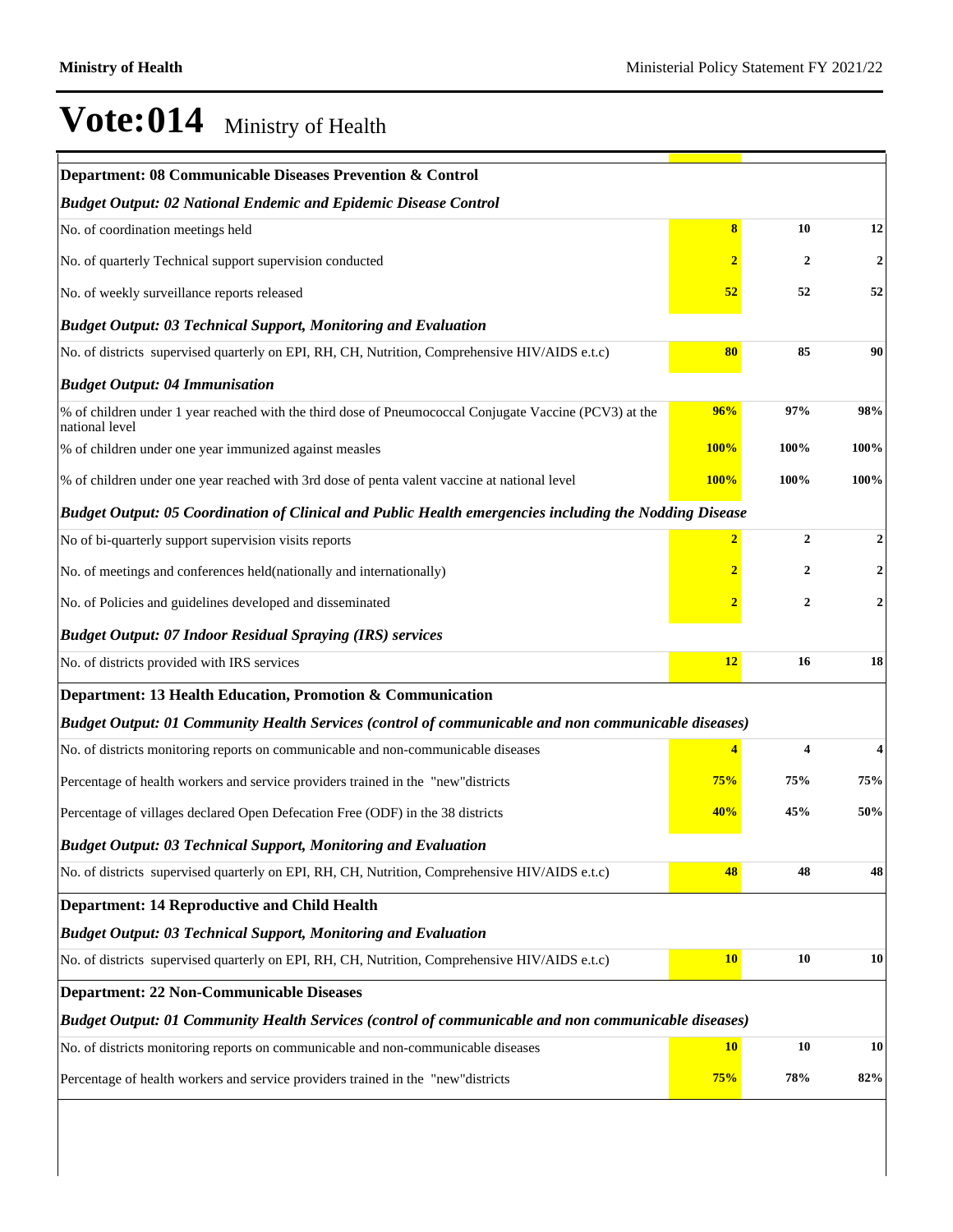# Vote:014 Ministry of Health

| | | | |
|---|---|---|---|
| **Department: 08 Communicable Diseases Prevention & Control** | | | |
| ***Budget Output: 02 National Endemic and Epidemic Disease Control*** | | | |
| No. of coordination meetings held | **8** | **10** | **12** |
| No. of quarterly Technical support supervision conducted | **2** | **2** | **2** |
| No. of weekly surveillance reports released | **52** | **52** | **52** |
| ***Budget Output: 03 Technical Support, Monitoring and Evaluation*** | | | |
| No. of districts supervised quarterly on EPI, RH, CH, Nutrition, Comprehensive HIV/AIDS e.t.c) | **80** | **85** | **90** |
| ***Budget Output: 04 Immunisation*** | | | |
| % of children under 1 year reached with the third dose of Pneumococcal Conjugate Vaccine (PCV3) at the national level | **96%** | **97%** | **98%** |
| % of children under one year immunized against measles | **100%** | **100%** | **100%** |
| % of children under one year reached with 3rd dose of penta valent vaccine at national level | **100%** | **100%** | **100%** |
| ***Budget Output: 05 Coordination of Clinical and Public Health emergencies including the Nodding Disease*** | | | |
| No of bi-quarterly support supervision visits reports | **2** | **2** | **2** |
| No. of meetings and conferences held(nationally and internationally) | **2** | **2** | **2** |
| No. of Policies and guidelines developed and disseminated | **2** | **2** | **2** |
| ***Budget Output: 07 Indoor Residual Spraying (IRS) services*** | | | |
| No. of districts provided with IRS services | **12** | **16** | **18** |
| **Department: 13 Health Education, Promotion & Communication** | | | |
| ***Budget Output: 01 Community Health Services (control of communicable and non communicable diseases)*** | | | |
| No. of districts monitoring reports on communicable and non-communicable diseases | **4** | **4** | **4** |
| Percentage of health workers and service providers trained in the "new"districts | **75%** | **75%** | **75%** |
| Percentage of villages declared Open Defecation Free (ODF) in the 38 districts | **40%** | **45%** | **50%** |
| ***Budget Output: 03 Technical Support, Monitoring and Evaluation*** | | | |
| No. of districts supervised quarterly on EPI, RH, CH, Nutrition, Comprehensive HIV/AIDS e.t.c) | **48** | **48** | **48** |
| **Department: 14 Reproductive and Child Health** | | | |
| ***Budget Output: 03 Technical Support, Monitoring and Evaluation*** | | | |
| No. of districts supervised quarterly on EPI, RH, CH, Nutrition, Comprehensive HIV/AIDS e.t.c) | **10** | **10** | **10** |
| **Department: 22 Non-Communicable Diseases** | | | |
| ***Budget Output: 01 Community Health Services (control of communicable and non communicable diseases)*** | | | |
| No. of districts monitoring reports on communicable and non-communicable diseases | **10** | **10** | **10** |
| Percentage of health workers and service providers trained in the "new"districts | **75%** | **78%** | **82%** |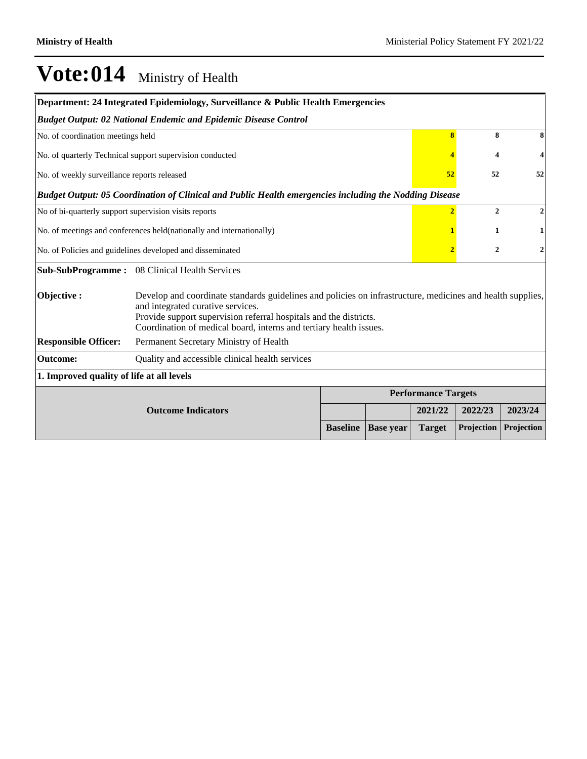# Vote:014 Ministry of Health

| Department: 24 Integrated Epidemiology, Surveillance & Public Health Emergencies | | | |
|---|---|---|---|
| ***Budget Output: 02 National Endemic and Epidemic Disease Control*** | | | |
| No. of coordination meetings held | 8 | 8 | 8 |
| No. of quarterly Technical support supervision conducted | 4 | 4 | 4 |
| No. of weekly surveillance reports released | 52 | 52 | 52 |
| ***Budget Output: 05 Coordination of Clinical and Public Health emergencies including the Nodding Disease*** | | | |
| No of bi-quarterly support supervision visits reports | 2 | 2 | 2 |
| No. of meetings and conferences held(nationally and internationally) | 1 | 1 | 1 |
| No. of Policies and guidelines developed and disseminated | 2 | 2 | 2 |

**Sub-SubProgramme :** 08 Clinical Health Services

**Objective :** Develop and coordinate standards guidelines and policies on infrastructure, medicines and health supplies, and integrated curative services.
Provide support supervision referral hospitals and the districts.
Coordination of medical board, interns and tertiary health issues.

**Responsible Officer:** Permanent Secretary Ministry of Health

**Outcome:** Quality and accessible clinical health services

**1. Improved quality of life at all levels**

| Outcome Indicators | Performance Targets | | | | |
|---|---|---|---|---|---|
| | | | 2021/22 | 2022/23 | 2023/24 |
| | Baseline | Base year | Target | Projection | Projection |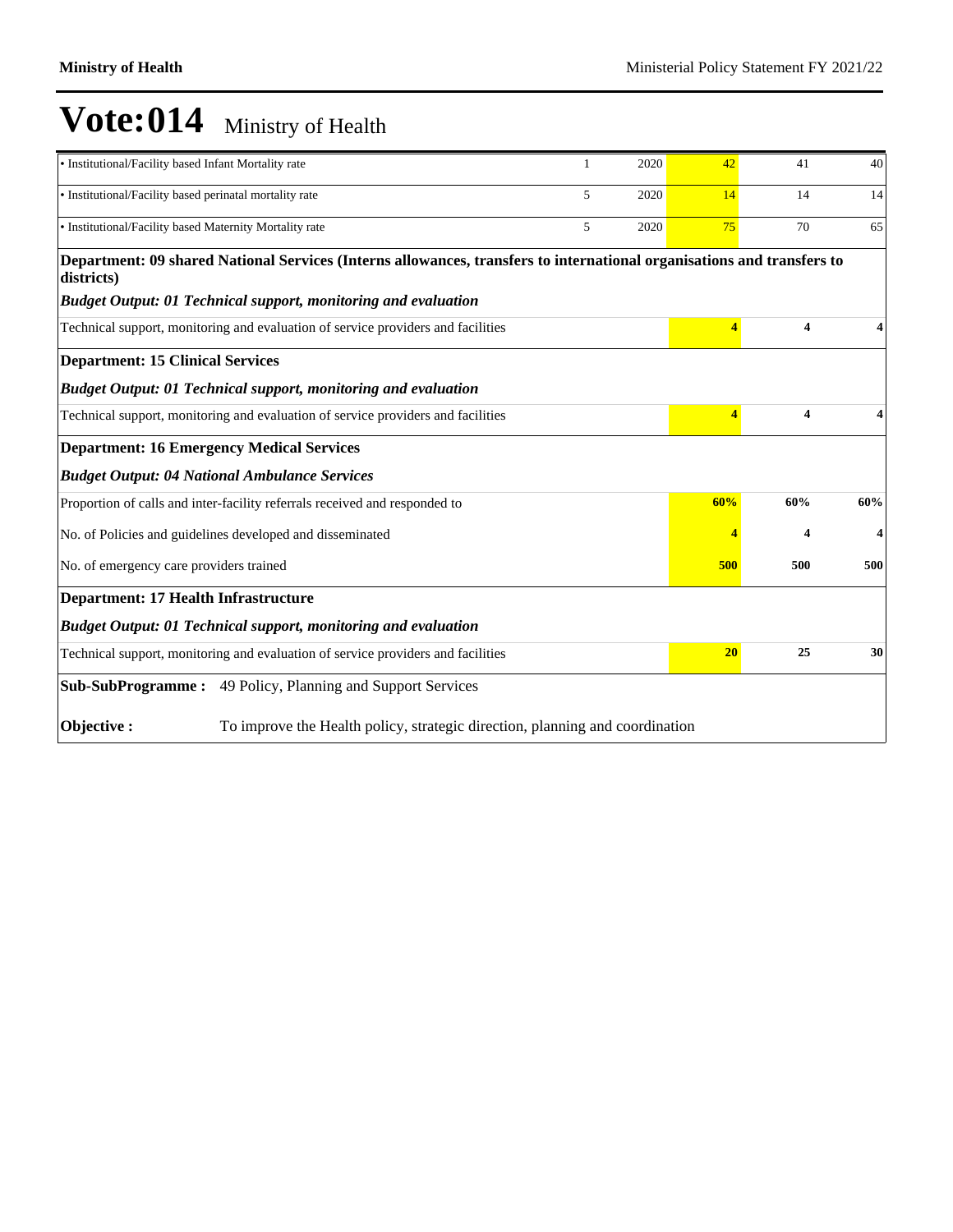# Vote:014 Ministry of Health

| | | | | | |
|---|---|---|---|---|---|
| • Institutional/Facility based Infant Mortality rate | 1 | 2020 | 42 | 41 | 40 |
| • Institutional/Facility based perinatal mortality rate | 5 | 2020 | 14 | 14 | 14 |
| • Institutional/Facility based Maternity Mortality rate | 5 | 2020 | 75 | 70 | 65 |
| **Department: 09 shared National Services (Interns allowances, transfers to international organisations and transfers to districts)** | | | | | |
| ***Budget Output: 01 Technical support, monitoring and evaluation*** | | | | | |
| Technical support, monitoring and evaluation of service providers and facilities | | | **4** | **4** | **4** |
| **Department: 15 Clinical Services** | | | | | |
| ***Budget Output: 01 Technical support, monitoring and evaluation*** | | | | | |
| Technical support, monitoring and evaluation of service providers and facilities | | | **4** | **4** | **4** |
| **Department: 16 Emergency Medical Services** | | | | | |
| ***Budget Output: 04 National Ambulance Services*** | | | | | |
| Proportion of calls and inter-facility referrals received and responded to | | | **60%** | **60%** | **60%** |
| No. of Policies and guidelines developed and disseminated | | | **4** | **4** | **4** |
| No. of emergency care providers trained | | | **500** | **500** | **500** |
| **Department: 17 Health Infrastructure** | | | | | |
| ***Budget Output: 01 Technical support, monitoring and evaluation*** | | | | | |
| Technical support, monitoring and evaluation of service providers and facilities | | | **20** | **25** | **30** |

**Sub-SubProgramme :** 49 Policy, Planning and Support Services

**Objective :** To improve the Health policy, strategic direction, planning and coordination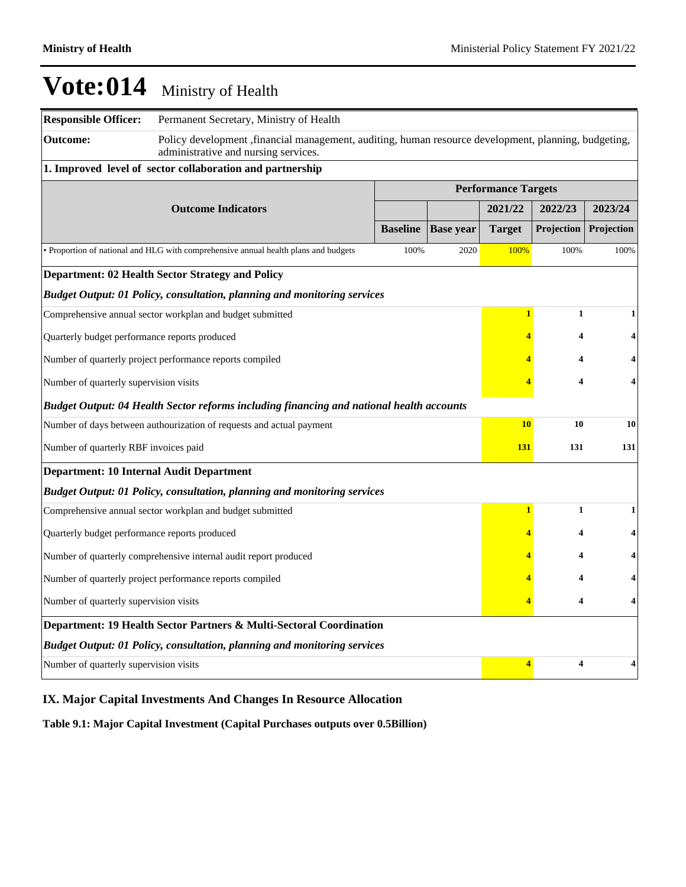# Vote:014 Ministry of Health

| **Responsible Officer:** | Permanent Secretary, Ministry of Health | | | | | |
|---|---|---|---|---|---|---|
| **Outcome:** | Policy development ,financial management, auditing, human resource development, planning, budgeting, administrative and nursing services. | | | | | |
| **1. Improved level of sector collaboration and partnership** | | | | | | |
| | | **Performance Targets** | | | | |
| **Outcome Indicators** | | | | **2021/22** | **2022/23** | **2023/24** |
| | | **Baseline** | **Base year** | **Target** | **Projection** | **Projection** |
| • Proportion of national and HLG with comprehensive annual health plans and budgets | | 100% | 2020 | 100% | 100% | 100% |
| **Department: 02 Health Sector Strategy and Policy** | | | | | | |
| ***Budget Output: 01 Policy, consultation, planning and monitoring services*** | | | | | | |
| Comprehensive annual sector workplan and budget submitted | | | | **1** | **1** | **1** |
| Quarterly budget performance reports produced | | | | **4** | **4** | **4** |
| Number of quarterly project performance reports compiled | | | | **4** | **4** | **4** |
| Number of quarterly supervision visits | | | | **4** | **4** | **4** |
| ***Budget Output: 04 Health Sector reforms including financing and national health accounts*** | | | | | | |
| Number of days between authourization of requests and actual payment | | | | **10** | **10** | **10** |
| Number of quarterly RBF invoices paid | | | | **131** | **131** | **131** |
| **Department: 10 Internal Audit Department** | | | | | | |
| ***Budget Output: 01 Policy, consultation, planning and monitoring services*** | | | | | | |
| Comprehensive annual sector workplan and budget submitted | | | | **1** | **1** | **1** |
| Quarterly budget performance reports produced | | | | **4** | **4** | **4** |
| Number of quarterly comprehensive internal audit report produced | | | | **4** | **4** | **4** |
| Number of quarterly project performance reports compiled | | | | **4** | **4** | **4** |
| Number of quarterly supervision visits | | | | **4** | **4** | **4** |
| **Department: 19 Health Sector Partners & Multi-Sectoral Coordination** | | | | | | |
| ***Budget Output: 01 Policy, consultation, planning and monitoring services*** | | | | | | |
| Number of quarterly supervision visits | | | | **4** | **4** | **4** |

## IX. Major Capital Investments And Changes In Resource Allocation

**Table 9.1: Major Capital Investment (Capital Purchases outputs over 0.5Billion)**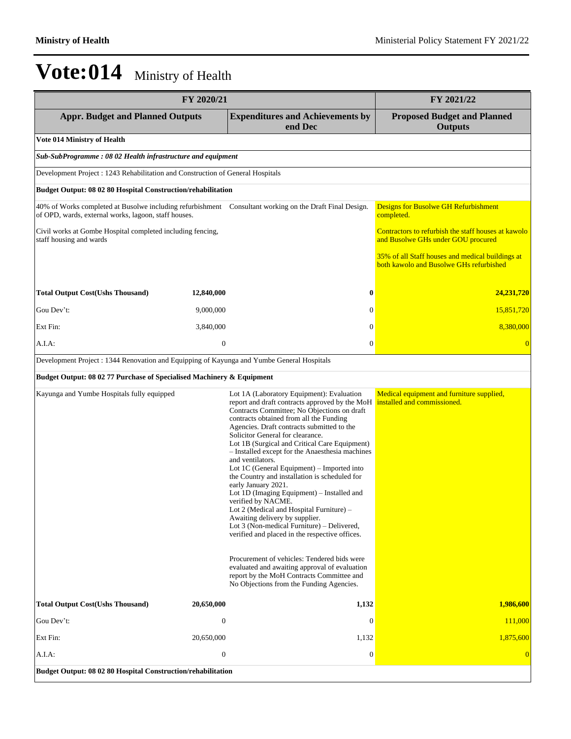# Vote:014 Ministry of Health

| FY 2020/21 | | | FY 2021/22 |
|---|---|---|---|
| **Appr. Budget and Planned Outputs** | | **Expenditures and Achievements by end Dec** | **Proposed Budget and Planned Outputs** |
| **Vote 014 Ministry of Health** | | | |
| ***Sub-SubProgramme : 08 02 Health infrastructure and equipment*** | | | |
| Development Project : 1243 Rehabilitation and Construction of General Hospitals | | | |
| **Budget Output: 08 02 80 Hospital Construction/rehabilitation** | | | |
| 40% of Works completed at Busolwe including refurbishment of OPD, wards, external works, lagoon, staff houses.<br><br>Civil works at Gombe Hospital completed including fencing, staff housing and wards | | Consultant working on the Draft Final Design. | Designs for Busolwe GH Refurbishment completed.<br><br>Contractors to refurbish the staff houses at kawolo and Busolwe GHs under GOU procured<br><br>35% of all Staff houses and medical buildings at both kawolo and Busolwe GHs refurbished |
| **Total Output Cost(Ushs Thousand)** | **12,840,000** | **0** | **24,231,720** |
| Gou Dev't: | 9,000,000 | 0 | 15,851,720 |
| Ext Fin: | 3,840,000 | 0 | 8,380,000 |
| A.I.A: | 0 | 0 | 0 |
| Development Project : 1344 Renovation and Equipping of Kayunga and Yumbe General Hospitals | | | |
| **Budget Output: 08 02 77 Purchase of Specialised Machinery & Equipment** | | | |
| Kayunga and Yumbe Hospitals fully equipped | | Lot 1A (Laboratory Equipment): Evaluation report and draft contracts approved by the MoH Contracts Committee; No Objections on draft contracts obtained from all the Funding Agencies. Draft contracts submitted to the Solicitor General for clearance.<br>Lot 1B (Surgical and Critical Care Equipment) – Installed except for the Anaesthesia machines and ventilators.<br>Lot 1C (General Equipment) – Imported into the Country and installation is scheduled for early January 2021.<br>Lot 1D (Imaging Equipment) – Installed and verified by NACME.<br>Lot 2 (Medical and Hospital Furniture) – Awaiting delivery by supplier.<br>Lot 3 (Non-medical Furniture) – Delivered, verified and placed in the respective offices.<br><br>Procurement of vehicles: Tendered bids were evaluated and awaiting approval of evaluation report by the MoH Contracts Committee and No Objections from the Funding Agencies. | Medical equipment and furniture supplied, installed and commissioned. |
| **Total Output Cost(Ushs Thousand)** | **20,650,000** | **1,132** | **1,986,600** |
| Gou Dev't: | 0 | 0 | 111,000 |
| Ext Fin: | 20,650,000 | 1,132 | 1,875,600 |
| A.I.A: | 0 | 0 | 0 |
| **Budget Output: 08 02 80 Hospital Construction/rehabilitation** | | | |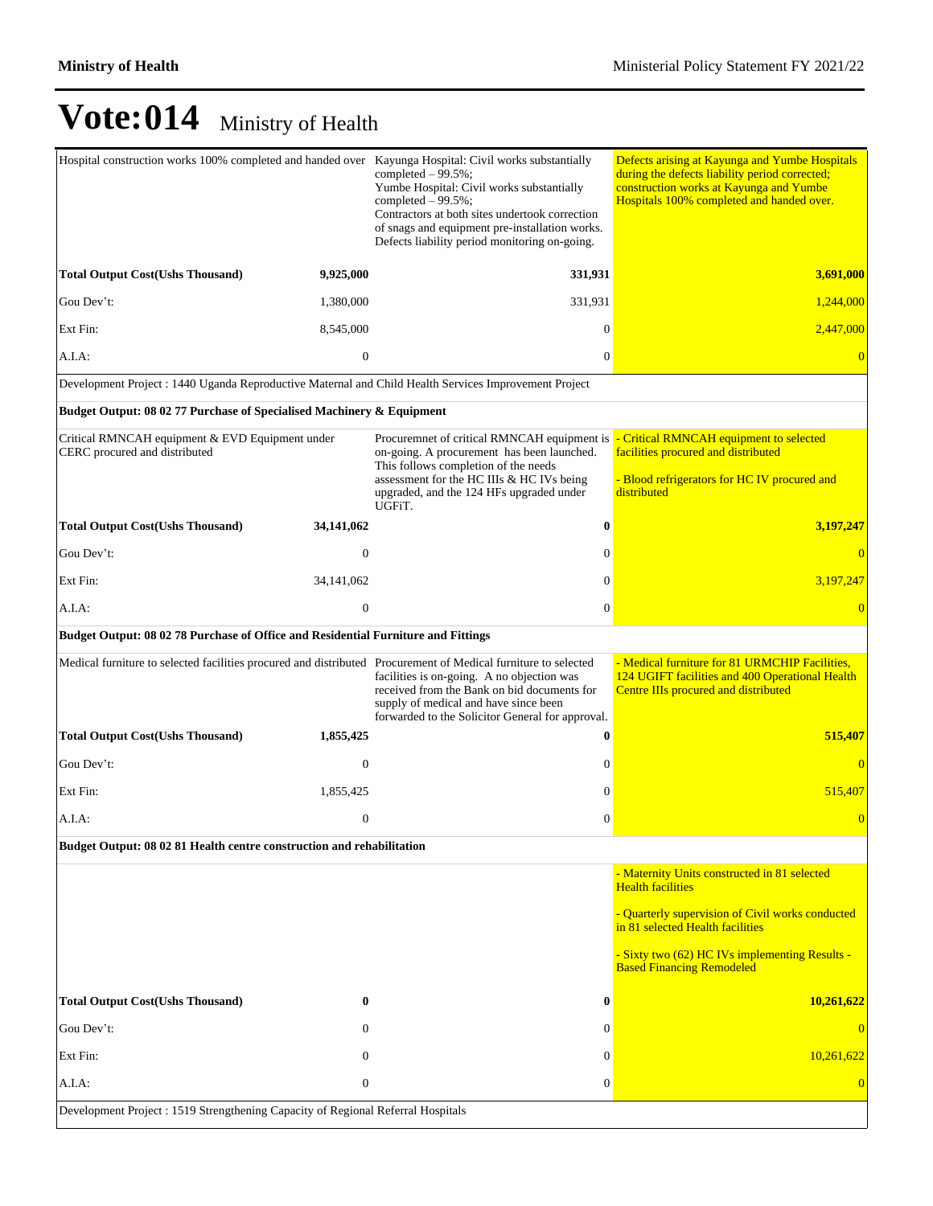# Vote:014 Ministry of Health

| | | | |
|---|---|---|---|
| Hospital construction works 100% completed and handed over | | Kayunga Hospital: Civil works substantially completed – 99.5%; Yumbe Hospital: Civil works substantially completed – 99.5%; Contractors at both sites undertook correction of snags and equipment pre-installation works. Defects liability period monitoring on-going. | Defects arising at Kayunga and Yumbe Hospitals during the defects liability period corrected; construction works at Kayunga and Yumbe Hospitals 100% completed and handed over. |
| **Total Output Cost(Ushs Thousand)** | **9,925,000** | **331,931** | **3,691,000** |
| Gou Dev't: | 1,380,000 | 331,931 | 1,244,000 |
| Ext Fin: | 8,545,000 | 0 | 2,447,000 |
| A.I.A: | 0 | 0 | 0 |
| Development Project : 1440 Uganda Reproductive Maternal and Child Health Services Improvement Project | | | |
| **Budget Output: 08 02 77 Purchase of Specialised Machinery & Equipment** | | | |
| Critical RMNCAH equipment & EVD Equipment under CERC procured and distributed | | Procuremnet of critical RMNCAH equipment is on-going. A procurement has been launched. This follows completion of the needs assessment for the HC IIIs & HC IVs being upgraded, and the 124 HFs upgraded under UGFiT. | - Critical RMNCAH equipment to selected facilities procured and distributed<br><br>- Blood refrigerators for HC IV procured and distributed |
| **Total Output Cost(Ushs Thousand)** | **34,141,062** | **0** | **3,197,247** |
| Gou Dev't: | 0 | 0 | 0 |
| Ext Fin: | 34,141,062 | 0 | 3,197,247 |
| A.I.A: | 0 | 0 | 0 |
| **Budget Output: 08 02 78 Purchase of Office and Residential Furniture and Fittings** | | | |
| Medical furniture to selected facilities procured and distributed | | Procurement of Medical furniture to selected facilities is on-going. A no objection was received from the Bank on bid documents for supply of medical and have since been forwarded to the Solicitor General for approval. | - Medical furniture for 81 URMCHIP Facilities, 124 UGIFT facilities and 400 Operational Health Centre IIIs procured and distributed |
| **Total Output Cost(Ushs Thousand)** | **1,855,425** | **0** | **515,407** |
| Gou Dev't: | 0 | 0 | 0 |
| Ext Fin: | 1,855,425 | 0 | 515,407 |
| A.I.A: | 0 | 0 | 0 |
| **Budget Output: 08 02 81 Health centre construction and rehabilitation** | | | |
| | | | - Maternity Units constructed in 81 selected Health facilities<br><br>- Quarterly supervision of Civil works conducted in 81 selected Health facilities<br><br>- Sixty two (62) HC IVs implementing Results - Based Financing Remodeled |
| **Total Output Cost(Ushs Thousand)** | **0** | **0** | **10,261,622** |
| Gou Dev't: | 0 | 0 | 0 |
| Ext Fin: | 0 | 0 | 10,261,622 |
| A.I.A: | 0 | 0 | 0 |
| Development Project : 1519 Strengthening Capacity of Regional Referral Hospitals | | | |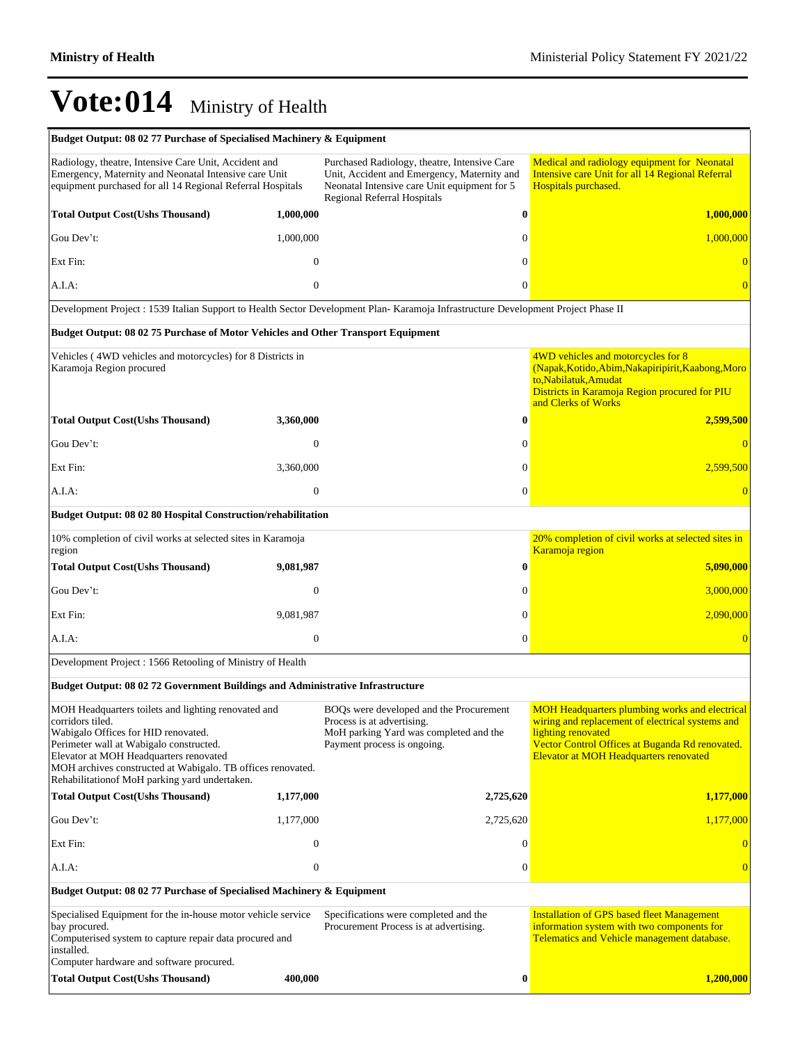# Vote:014 Ministry of Health

| | | | |
|---|---|---|---|
| **Budget Output: 08 02 77 Purchase of Specialised Machinery & Equipment** | | | |
| Radiology, theatre, Intensive Care Unit, Accident and Emergency, Maternity and Neonatal Intensive care Unit equipment purchased for all 14 Regional Referral Hospitals | | Purchased Radiology, theatre, Intensive Care Unit, Accident and Emergency, Maternity and Neonatal Intensive care Unit equipment for 5 Regional Referral Hospitals | Medical and radiology equipment for Neonatal Intensive care Unit for all 14 Regional Referral Hospitals purchased. |
| **Total Output Cost(Ushs Thousand)** | **1,000,000** | **0** | **1,000,000** |
| Gou Dev't: | 1,000,000 | 0 | 1,000,000 |
| Ext Fin: | 0 | 0 | 0 |
| A.I.A: | 0 | 0 | 0 |
| Development Project : 1539 Italian Support to Health Sector Development Plan- Karamoja Infrastructure Development Project Phase II | | | |
| **Budget Output: 08 02 75 Purchase of Motor Vehicles and Other Transport Equipment** | | | |
| Vehicles ( 4WD vehicles and motorcycles) for 8 Districts in Karamoja Region procured | | | 4WD vehicles and motorcycles for 8 (Napak,Kotido,Abim,Nakapiripirit,Kaabong,Moroto,Nabilatuk,Amudat Districts in Karamoja Region procured for PIU and Clerks of Works |
| **Total Output Cost(Ushs Thousand)** | **3,360,000** | **0** | **2,599,500** |
| Gou Dev't: | 0 | 0 | 0 |
| Ext Fin: | 3,360,000 | 0 | 2,599,500 |
| A.I.A: | 0 | 0 | 0 |
| **Budget Output: 08 02 80 Hospital Construction/rehabilitation** | | | |
| 10% completion of civil works at selected sites in Karamoja region | | | 20% completion of civil works at selected sites in Karamoja region |
| **Total Output Cost(Ushs Thousand)** | **9,081,987** | **0** | **5,090,000** |
| Gou Dev't: | 0 | 0 | 3,000,000 |
| Ext Fin: | 9,081,987 | 0 | 2,090,000 |
| A.I.A: | 0 | 0 | 0 |
| Development Project : 1566 Retooling of Ministry of Health | | | |
| **Budget Output: 08 02 72 Government Buildings and Administrative Infrastructure** | | | |
| MOH Headquarters toilets and lighting renovated and corridors tiled.<br>Wabigalo Offices for HID renovated.<br>Perimeter wall at Wabigalo constructed.<br>Elevator at MOH Headquarters renovated<br>MOH archives constructed at Wabigalo. TB offices renovated.<br>Rehabilitationof MoH parking yard undertaken. | | BOQs were developed and the Procurement Process is at advertising.<br>MoH parking Yard was completed and the Payment process is ongoing. | MOH Headquarters plumbing works and electrical wiring and replacement of electrical systems and lighting renovated<br>Vector Control Offices at Buganda Rd renovated.<br>Elevator at MOH Headquarters renovated |
| **Total Output Cost(Ushs Thousand)** | **1,177,000** | **2,725,620** | **1,177,000** |
| Gou Dev't: | 1,177,000 | 2,725,620 | 1,177,000 |
| Ext Fin: | 0 | 0 | 0 |
| A.I.A: | 0 | 0 | 0 |
| **Budget Output: 08 02 77 Purchase of Specialised Machinery & Equipment** | | | |
| Specialised Equipment for the in-house motor vehicle service bay procured.<br>Computerised system to capture repair data procured and installed.<br>Computer hardware and software procured. | | Specifications were completed and the Procurement Process is at advertising. | Installation of GPS based fleet Management information system with two components for Telematics and Vehicle management database. |
| **Total Output Cost(Ushs Thousand)** | **400,000** | **0** | **1,200,000** |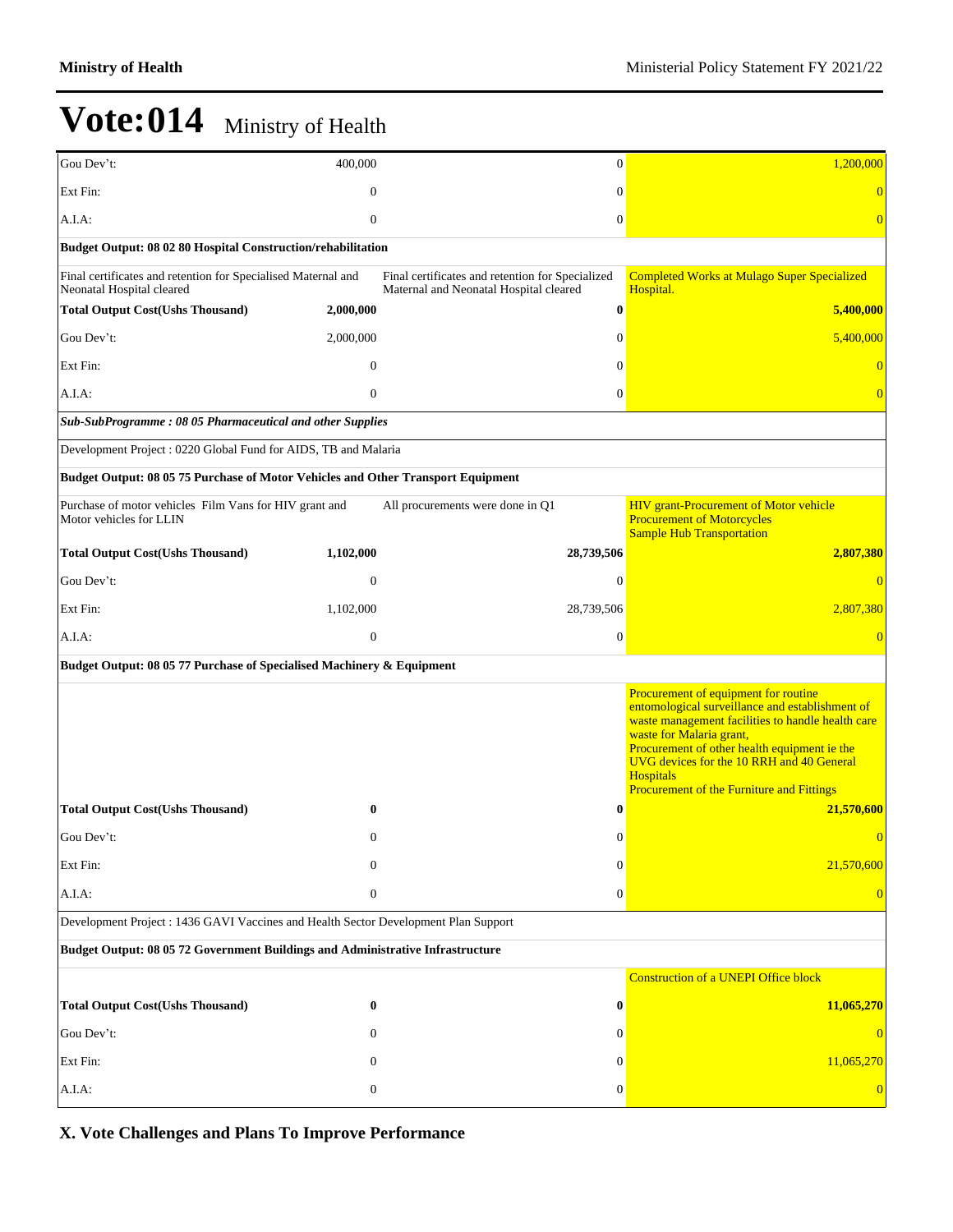# Vote:014 Ministry of Health

| | | | |
|---|---|---|---|
| Gou Dev't: | 400,000 | 0 | 1,200,000 |
| Ext Fin: | 0 | 0 | 0 |
| A.I.A: | 0 | 0 | 0 |
| **Budget Output: 08 02 80 Hospital Construction/rehabilitation** | | | |
| Final certificates and retention for Specialised Maternal and Neonatal Hospital cleared | | Final certificates and retention for Specialized Maternal and Neonatal Hospital cleared | Completed Works at Mulago Super Specialized Hospital. |
| **Total Output Cost(Ushs Thousand)** | **2,000,000** | **0** | **5,400,000** |
| Gou Dev't: | 2,000,000 | 0 | 5,400,000 |
| Ext Fin: | 0 | 0 | 0 |
| A.I.A: | 0 | 0 | 0 |
| ***Sub-SubProgramme : 08 05 Pharmaceutical and other Supplies*** | | | |
| Development Project : 0220 Global Fund for AIDS, TB and Malaria | | | |
| **Budget Output: 08 05 75 Purchase of Motor Vehicles and Other Transport Equipment** | | | |
| Purchase of motor vehicles Film Vans for HIV grant and Motor vehicles for LLIN | | All procurements were done in Q1 | HIV grant-Procurement of Motor vehicle<br>Procurement of Motorcycles<br>Sample Hub Transportation |
| **Total Output Cost(Ushs Thousand)** | **1,102,000** | **28,739,506** | **2,807,380** |
| Gou Dev't: | 0 | 0 | 0 |
| Ext Fin: | 1,102,000 | 28,739,506 | 2,807,380 |
| A.I.A: | 0 | 0 | 0 |
| **Budget Output: 08 05 77 Purchase of Specialised Machinery & Equipment** | | | |
| | | | Procurement of equipment for routine entomological surveillance and establishment of waste management facilities to handle health care waste for Malaria grant,<br>Procurement of other health equipment ie the UVG devices for the 10 RRH and 40 General Hospitals<br>Procurement of the Furniture and Fittings |
| **Total Output Cost(Ushs Thousand)** | **0** | **0** | **21,570,600** |
| Gou Dev't: | 0 | 0 | 0 |
| Ext Fin: | 0 | 0 | 21,570,600 |
| A.I.A: | 0 | 0 | 0 |
| Development Project : 1436 GAVI Vaccines and Health Sector Development Plan Support | | | |
| **Budget Output: 08 05 72 Government Buildings and Administrative Infrastructure** | | | |
| | | | Construction of a UNEPI Office block |
| **Total Output Cost(Ushs Thousand)** | **0** | **0** | **11,065,270** |
| Gou Dev't: | 0 | 0 | 0 |
| Ext Fin: | 0 | 0 | 11,065,270 |
| A.I.A: | 0 | 0 | 0 |

## X. Vote Challenges and Plans To Improve Performance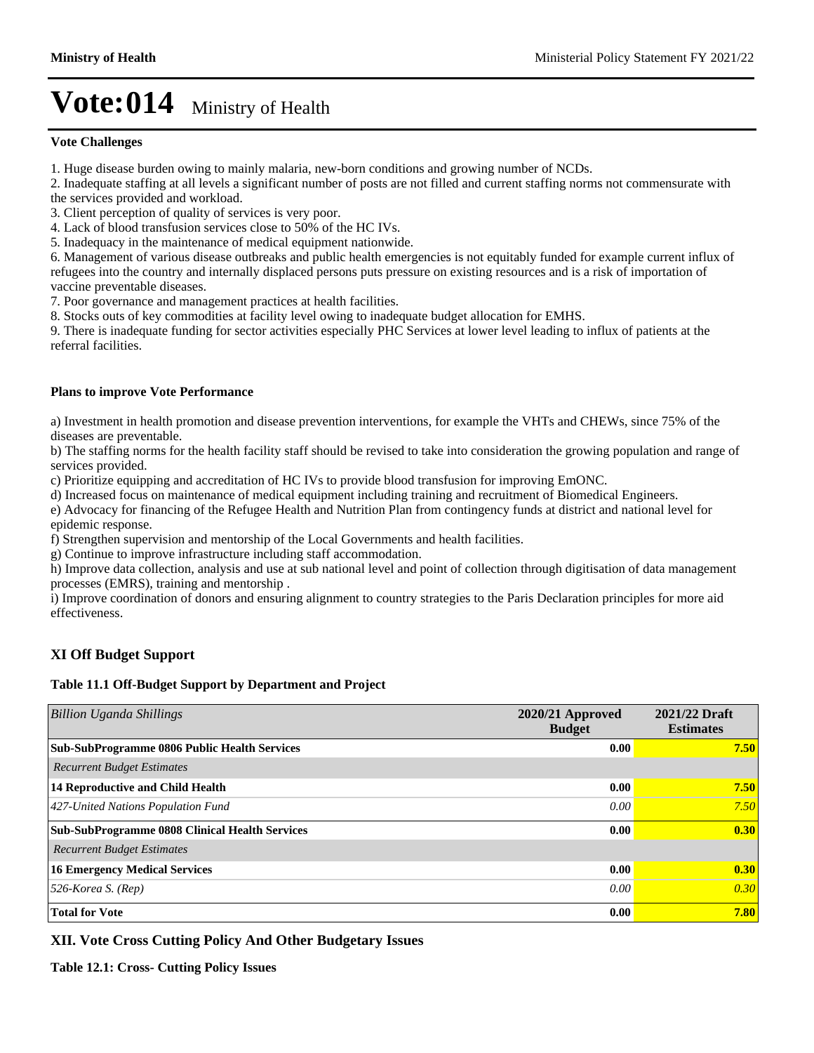# Vote:014 Ministry of Health

**Vote Challenges**

1. Huge disease burden owing to mainly malaria, new-born conditions and growing number of NCDs.
2. Inadequate staffing at all levels a significant number of posts are not filled and current staffing norms not commensurate with the services provided and workload.
3. Client perception of quality of services is very poor.
4. Lack of blood transfusion services close to 50% of the HC IVs.
5. Inadequacy in the maintenance of medical equipment nationwide.
6. Management of various disease outbreaks and public health emergencies is not equitably funded for example current influx of refugees into the country and internally displaced persons puts pressure on existing resources and is a risk of importation of vaccine preventable diseases.
7. Poor governance and management practices at health facilities.
8. Stocks outs of key commodities at facility level owing to inadequate budget allocation for EMHS.
9. There is inadequate funding for sector activities especially PHC Services at lower level leading to influx of patients at the referral facilities.

**Plans to improve Vote Performance**

a) Investment in health promotion and disease prevention interventions, for example the VHTs and CHEWs, since 75% of the diseases are preventable.
b) The staffing norms for the health facility staff should be revised to take into consideration the growing population and range of services provided.
c) Prioritize equipping and accreditation of HC IVs to provide blood transfusion for improving EmONC.
d) Increased focus on maintenance of medical equipment including training and recruitment of Biomedical Engineers.
e) Advocacy for financing of the Refugee Health and Nutrition Plan from contingency funds at district and national level for epidemic response.
f) Strengthen supervision and mentorship of the Local Governments and health facilities.
g) Continue to improve infrastructure including staff accommodation.
h) Improve data collection, analysis and use at sub national level and point of collection through digitisation of data management processes (EMRS), training and mentorship .
i) Improve coordination of donors and ensuring alignment to country strategies to the Paris Declaration principles for more aid effectiveness.

## XI Off Budget Support

**Table 11.1 Off-Budget Support by Department and Project**

| *Billion Uganda Shillings* | **2020/21 Approved Budget** | **2021/22 Draft Estimates** |
|---|---|---|
| **Sub-SubProgramme 0806 Public Health Services** | **0.00** | **7.50** |
| *Recurrent Budget Estimates* | | |
| **14 Reproductive and Child Health** | **0.00** | **7.50** |
| *427-United Nations Population Fund* | *0.00* | *7.50* |
| **Sub-SubProgramme 0808 Clinical Health Services** | **0.00** | **0.30** |
| *Recurrent Budget Estimates* | | |
| **16 Emergency Medical Services** | **0.00** | **0.30** |
| *526-Korea S. (Rep)* | *0.00* | *0.30* |
| **Total for Vote** | **0.00** | **7.80** |

## XII. Vote Cross Cutting Policy And Other Budgetary Issues

**Table 12.1: Cross- Cutting Policy Issues**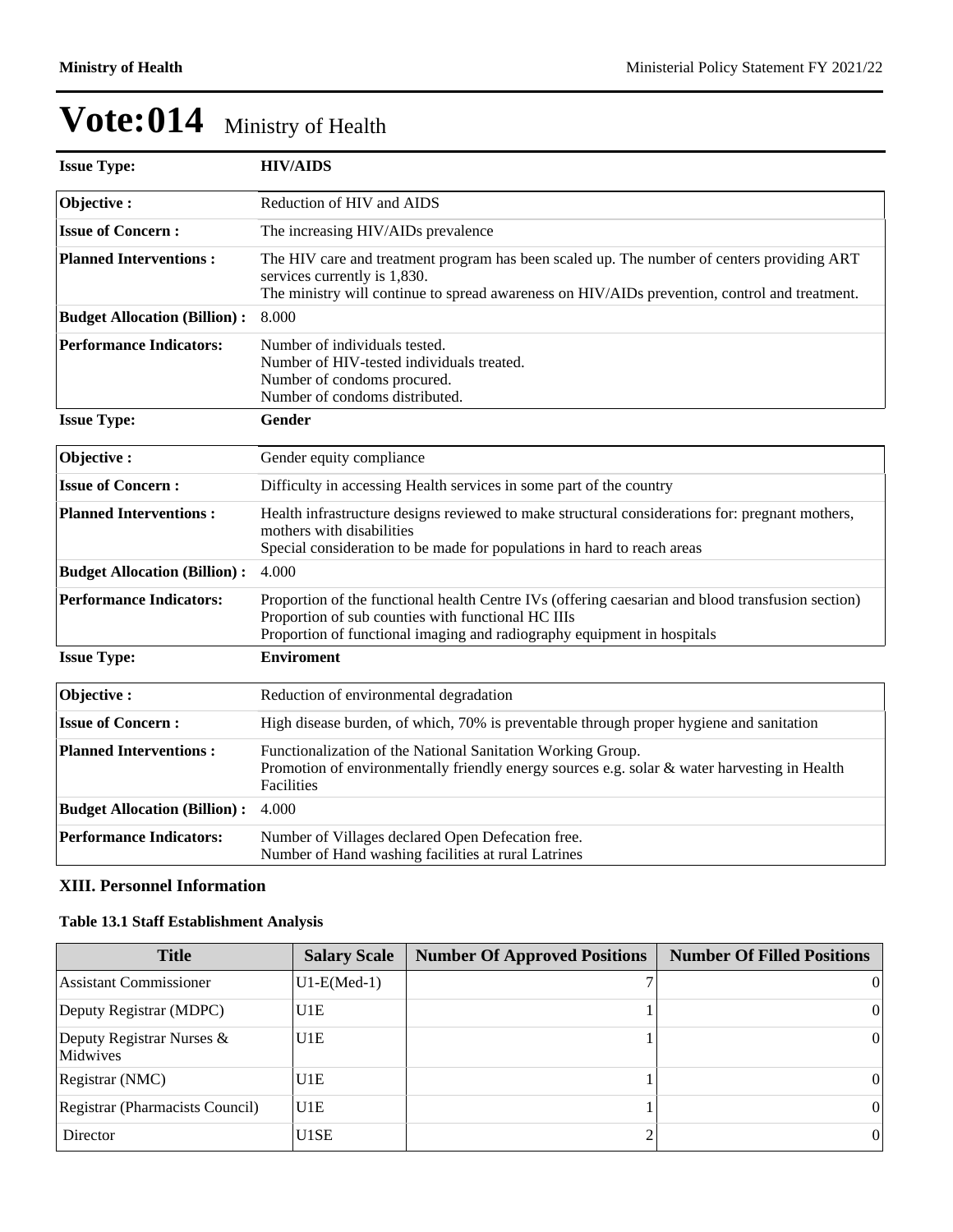# Vote:014 Ministry of Health

| **Issue Type:** | **HIV/AIDS** |
|---|---|
| **Objective :** | Reduction of HIV and AIDS |
| **Issue of Concern :** | The increasing HIV/AIDs prevalence |
| **Planned Interventions :** | The HIV care and treatment program has been scaled up. The number of centers providing ART services currently is 1,830.<br>The ministry will continue to spread awareness on HIV/AIDs prevention, control and treatment. |
| **Budget Allocation (Billion) :** | 8.000 |
| **Performance Indicators:** | Number of individuals tested.<br>Number of HIV-tested individuals treated.<br>Number of condoms procured.<br>Number of condoms distributed. |

| **Issue Type:** | **Gender** |
|---|---|
| **Objective :** | Gender equity compliance |
| **Issue of Concern :** | Difficulty in accessing Health services in some part of the country |
| **Planned Interventions :** | Health infrastructure designs reviewed to make structural considerations for: pregnant mothers, mothers with disabilities<br>Special consideration to be made for populations in hard to reach areas |
| **Budget Allocation (Billion) :** | 4.000 |
| **Performance Indicators:** | Proportion of the functional health Centre IVs (offering caesarian and blood transfusion section)<br>Proportion of sub counties with functional HC IIIs<br>Proportion of functional imaging and radiography equipment in hospitals |

| **Issue Type:** | **Enviroment** |
|---|---|
| **Objective :** | Reduction of environmental degradation |
| **Issue of Concern :** | High disease burden, of which, 70% is preventable through proper hygiene and sanitation |
| **Planned Interventions :** | Functionalization of the National Sanitation Working Group.<br>Promotion of environmentally friendly energy sources e.g. solar & water harvesting in Health Facilities |
| **Budget Allocation (Billion) :** | 4.000 |
| **Performance Indicators:** | Number of Villages declared Open Defecation free.<br>Number of Hand washing facilities at rural Latrines |

### XIII. Personnel Information

**Table 13.1 Staff Establishment Analysis**

| Title | Salary Scale | Number Of Approved Positions | Number Of Filled Positions |
|---|---|---|---|
| Assistant Commissioner | U1-E(Med-1) | 7 | 0 |
| Deputy Registrar (MDPC) | U1E | 1 | 0 |
| Deputy Registrar Nurses & Midwives | U1E | 1 | 0 |
| Registrar (NMC) | U1E | 1 | 0 |
| Registrar (Pharmacists Council) | U1E | 1 | 0 |
| Director | U1SE | 2 | 0 |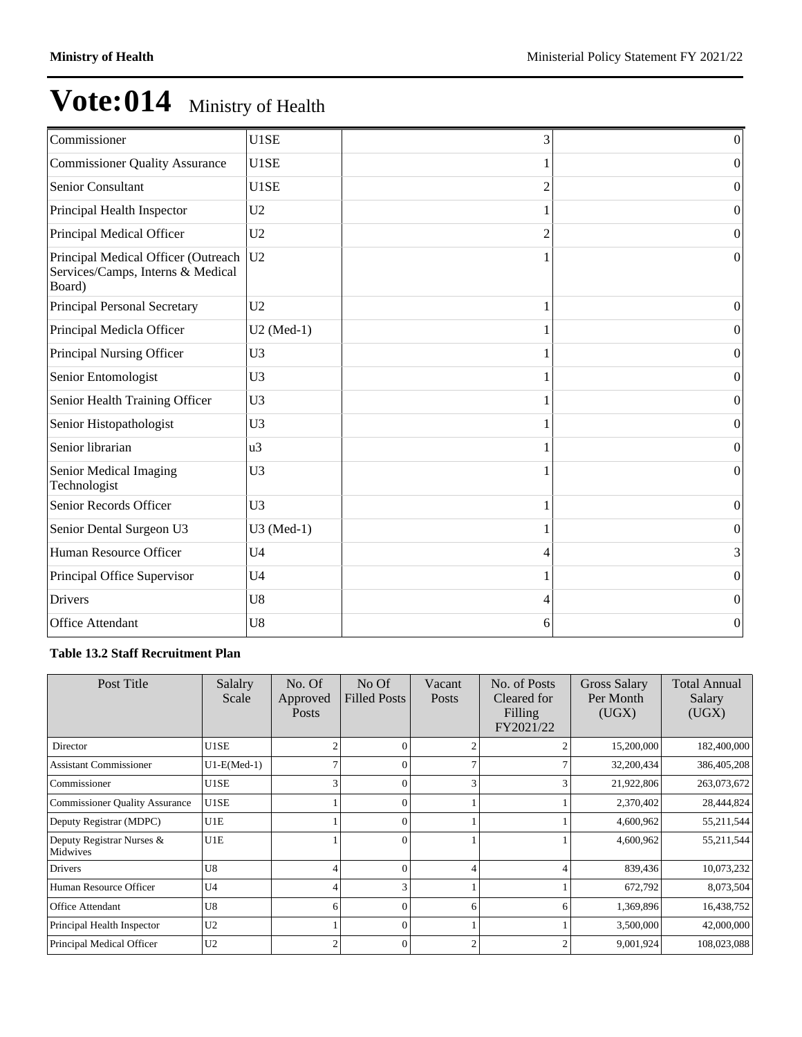# Vote:014 Ministry of Health

| | | | |
|---|---|---|---|
| Commissioner | U1SE | 3 | 0 |
| Commissioner Quality Assurance | U1SE | 1 | 0 |
| Senior Consultant | U1SE | 2 | 0 |
| Principal Health Inspector | U2 | 1 | 0 |
| Principal Medical Officer | U2 | 2 | 0 |
| Principal Medical Officer (Outreach Services/Camps, Interns & Medical Board) | U2 | 1 | 0 |
| Principal Personal Secretary | U2 | 1 | 0 |
| Principal Medicla Officer | U2 (Med-1) | 1 | 0 |
| Principal Nursing Officer | U3 | 1 | 0 |
| Senior Entomologist | U3 | 1 | 0 |
| Senior Health Training Officer | U3 | 1 | 0 |
| Senior Histopathologist | U3 | 1 | 0 |
| Senior librarian | u3 | 1 | 0 |
| Senior Medical Imaging Technologist | U3 | 1 | 0 |
| Senior Records Officer | U3 | 1 | 0 |
| Senior Dental Surgeon U3 | U3 (Med-1) | 1 | 0 |
| Human Resource Officer | U4 | 4 | 3 |
| Principal Office Supervisor | U4 | 1 | 0 |
| Drivers | U8 | 4 | 0 |
| Office Attendant | U8 | 6 | 0 |

**Table 13.2 Staff Recruitment Plan**

| Post Title | Salalry Scale | No. Of Approved Posts | No Of Filled Posts | Vacant Posts | No. of Posts Cleared for Filling FY2021/22 | Gross Salary Per Month (UGX) | Total Annual Salary (UGX) |
|---|---|---|---|---|---|---|---|
| Director | U1SE | 2 | 0 | 2 | 2 | 15,200,000 | 182,400,000 |
| Assistant Commissioner | U1-E(Med-1) | 7 | 0 | 7 | 7 | 32,200,434 | 386,405,208 |
| Commissioner | U1SE | 3 | 0 | 3 | 3 | 21,922,806 | 263,073,672 |
| Commissioner Quality Assurance | U1SE | 1 | 0 | 1 | 1 | 2,370,402 | 28,444,824 |
| Deputy Registrar (MDPC) | U1E | 1 | 0 | 1 | 1 | 4,600,962 | 55,211,544 |
| Deputy Registrar Nurses & Midwives | U1E | 1 | 0 | 1 | 1 | 4,600,962 | 55,211,544 |
| Drivers | U8 | 4 | 0 | 4 | 4 | 839,436 | 10,073,232 |
| Human Resource Officer | U4 | 4 | 3 | 1 | 1 | 672,792 | 8,073,504 |
| Office Attendant | U8 | 6 | 0 | 6 | 6 | 1,369,896 | 16,438,752 |
| Principal Health Inspector | U2 | 1 | 0 | 1 | 1 | 3,500,000 | 42,000,000 |
| Principal Medical Officer | U2 | 2 | 0 | 2 | 2 | 9,001,924 | 108,023,088 |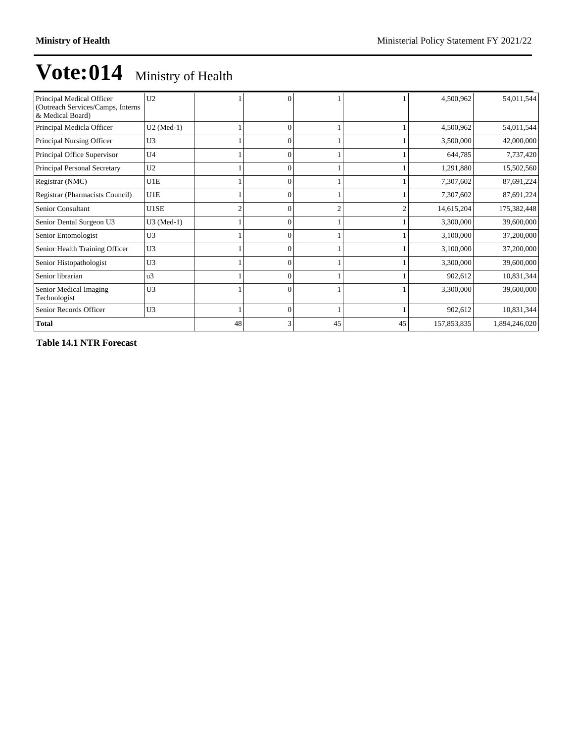# Vote:014 Ministry of Health

| | | | | | | | |
|---|---|---|---|---|---|---|---|
| Principal Medical Officer (Outreach Services/Camps, Interns & Medical Board) | U2 | 1 | 0 | 1 | 1 | 4,500,962 | 54,011,544 |
| Principal Medicla Officer | U2 (Med-1) | 1 | 0 | 1 | 1 | 4,500,962 | 54,011,544 |
| Principal Nursing Officer | U3 | 1 | 0 | 1 | 1 | 3,500,000 | 42,000,000 |
| Principal Office Supervisor | U4 | 1 | 0 | 1 | 1 | 644,785 | 7,737,420 |
| Principal Personal Secretary | U2 | 1 | 0 | 1 | 1 | 1,291,880 | 15,502,560 |
| Registrar (NMC) | U1E | 1 | 0 | 1 | 1 | 7,307,602 | 87,691,224 |
| Registrar (Pharmacists Council) | U1E | 1 | 0 | 1 | 1 | 7,307,602 | 87,691,224 |
| Senior Consultant | U1SE | 2 | 0 | 2 | 2 | 14,615,204 | 175,382,448 |
| Senior Dental Surgeon U3 | U3 (Med-1) | 1 | 0 | 1 | 1 | 3,300,000 | 39,600,000 |
| Senior Entomologist | U3 | 1 | 0 | 1 | 1 | 3,100,000 | 37,200,000 |
| Senior Health Training Officer | U3 | 1 | 0 | 1 | 1 | 3,100,000 | 37,200,000 |
| Senior Histopathologist | U3 | 1 | 0 | 1 | 1 | 3,300,000 | 39,600,000 |
| Senior librarian | u3 | 1 | 0 | 1 | 1 | 902,612 | 10,831,344 |
| Senior Medical Imaging Technologist | U3 | 1 | 0 | 1 | 1 | 3,300,000 | 39,600,000 |
| Senior Records Officer | U3 | 1 | 0 | 1 | 1 | 902,612 | 10,831,344 |
| **Total** | | 48 | 3 | 45 | 45 | 157,853,835 | 1,894,246,020 |

**Table 14.1 NTR Forecast**